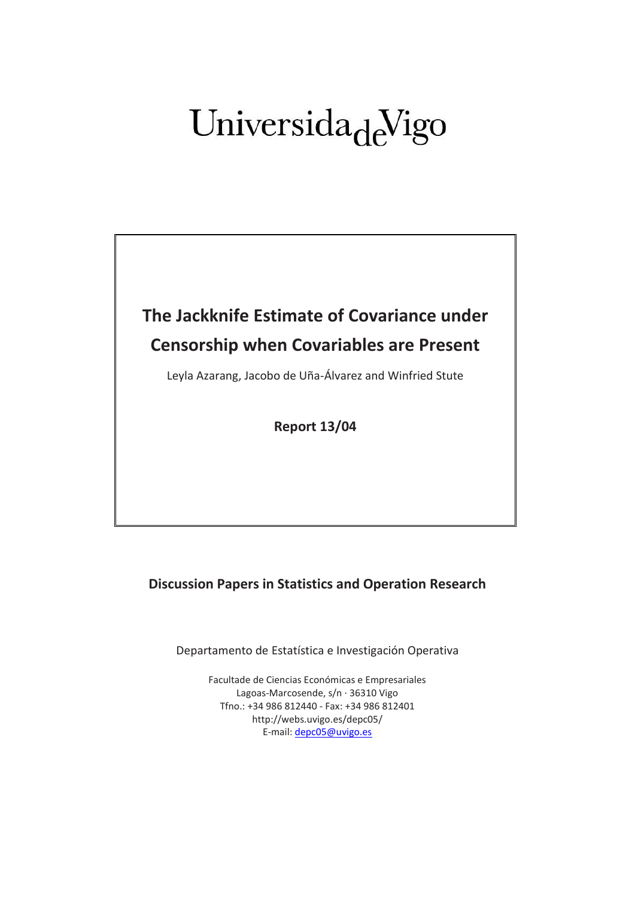Universida de Vigo

# The Jackknife Estimate of Covariance under Censorship when Covariables are Present

Leyla Azarang, Jacobo de Uña-Álvarez and Winfried Stute

**Report 13/04**

**Discussion Papers in Statistics and Operation Research**

Departamento de Estatística e Investigación Operativa

Facultade de Ciencias Económicas e Empresariales
Lagoas-Marcosende, s/n · 36310 Vigo
Tfno.: +34 986 812440 - Fax: +34 986 812401
http://webs.uvigo.es/depc05/
E-mail: depc05@uvigo.es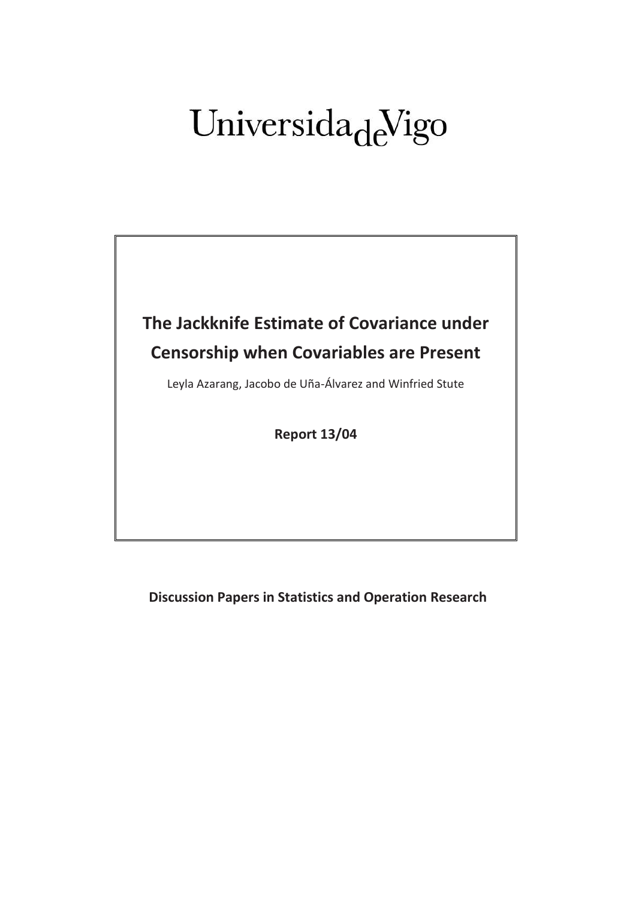Universida$_{\text{de}}$Vigo

**The Jackknife Estimate of Covariance under Censorship when Covariables are Present**

Leyla Azarang, Jacobo de Uña-Álvarez and Winfried Stute

**Report 13/04**

**Discussion Papers in Statistics and Operation Research**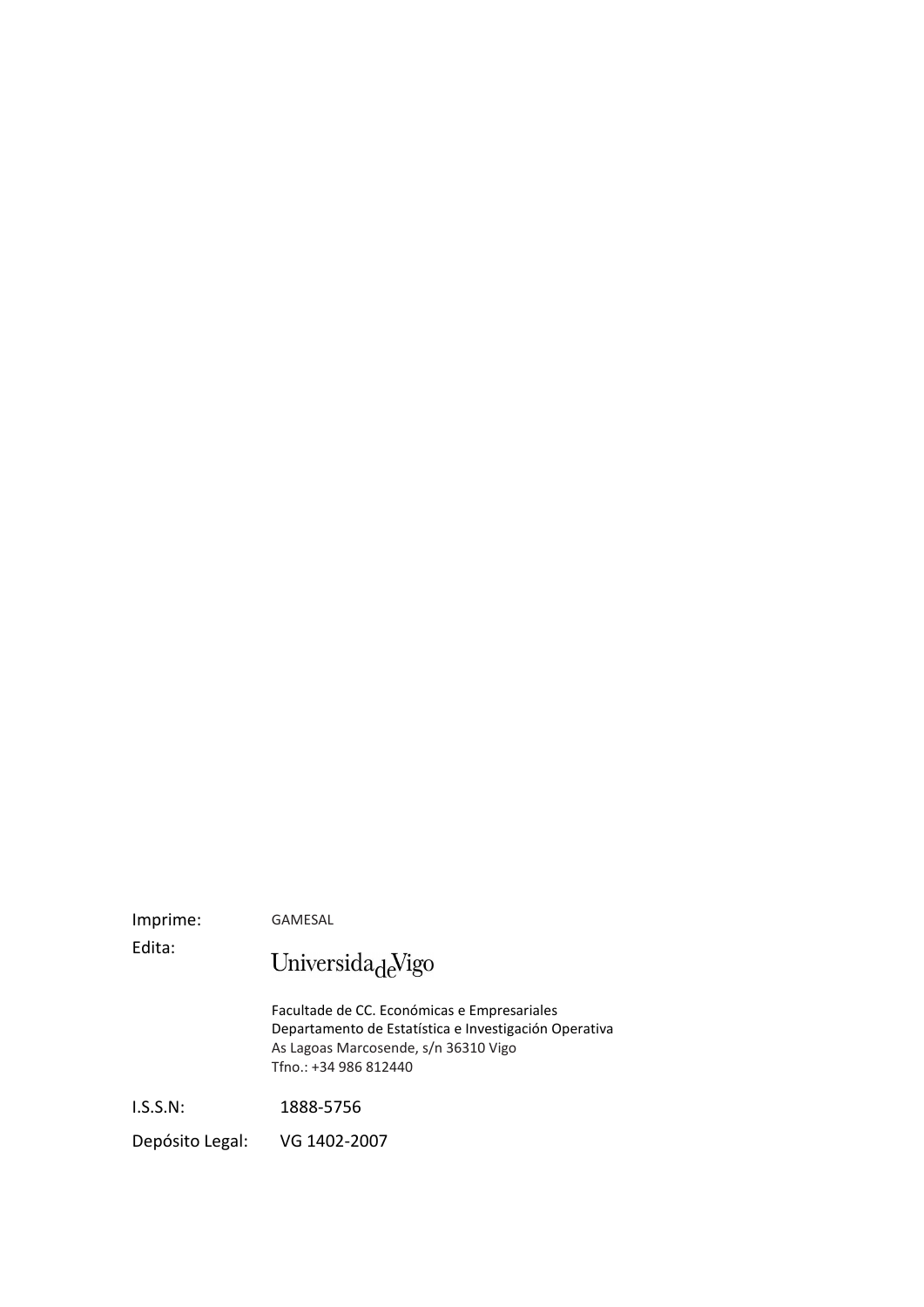Imprime: GAMESAL

Edita: Universidade de Vigo

Facultade de CC. Económicas e Empresariales
Departamento de Estatística e Investigación Operativa
As Lagoas Marcosende, s/n 36310 Vigo
Tfno.: +34 986 812440

I.S.S.N: 1888-5756

Depósito Legal: VG 1402-2007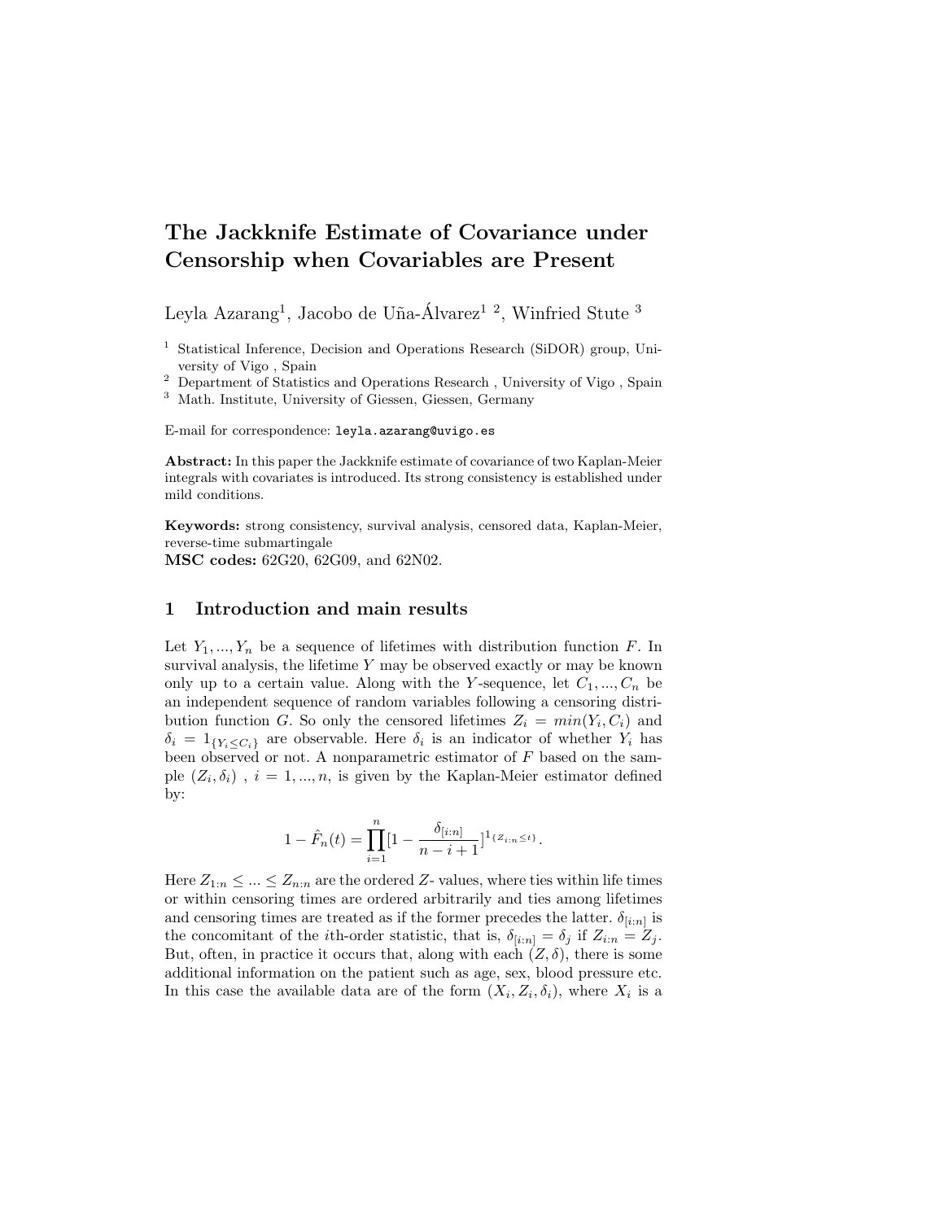# The Jackknife Estimate of Covariance under Censorship when Covariables are Present

Leyla Azarang[1], Jacobo de Uña-Álvarez[1 2], Winfried Stute [3]

[1] Statistical Inference, Decision and Operations Research (SiDOR) group, University of Vigo , Spain

[2] Department of Statistics and Operations Research , University of Vigo , Spain

[3] Math. Institute, University of Giessen, Giessen, Germany

E-mail for correspondence: leyla.azarang@uvigo.es

**Abstract:** In this paper the Jackknife estimate of covariance of two Kaplan-Meier integrals with covariates is introduced. Its strong consistency is established under mild conditions.

**Keywords:** strong consistency, survival analysis, censored data, Kaplan-Meier, reverse-time submartingale

**MSC codes:** 62G20, 62G09, and 62N02.

## 1 Introduction and main results

Let $Y_1, ..., Y_n$ be a sequence of lifetimes with distribution function $F$. In survival analysis, the lifetime $Y$ may be observed exactly or may be known only up to a certain value. Along with the $Y$-sequence, let $C_1, ..., C_n$ be an independent sequence of random variables following a censoring distribution function $G$. So only the censored lifetimes $Z_i = min(Y_i, C_i)$ and $\delta_i = 1_{\{Y_i \leq C_i\}}$ are observable. Here $\delta_i$ is an indicator of whether $Y_i$ has been observed or not. A nonparametric estimator of $F$ based on the sample $(Z_i, \delta_i)$ , $i = 1, ..., n$, is given by the Kaplan-Meier estimator defined by:

$$1 - \hat{F}_n(t) = \prod_{i=1}^{n} [1 - \frac{\delta_{[i:n]}}{n - i + 1}]^{1_{\{Z_{i:n} \leq t\}}}.$$

Here $Z_{1:n} \leq ... \leq Z_{n:n}$ are the ordered $Z$- values, where ties within life times or within censoring times are ordered arbitrarily and ties among lifetimes and censoring times are treated as if the former precedes the latter. $\delta_{[i:n]}$ is the concomitant of the $i$th-order statistic, that is, $\delta_{[i:n]} = \delta_j$ if $Z_{i:n} = Z_j$. But, often, in practice it occurs that, along with each $(Z, \delta)$, there is some additional information on the patient such as age, sex, blood pressure etc. In this case the available data are of the form $(X_i, Z_i, \delta_i)$, where $X_i$ is a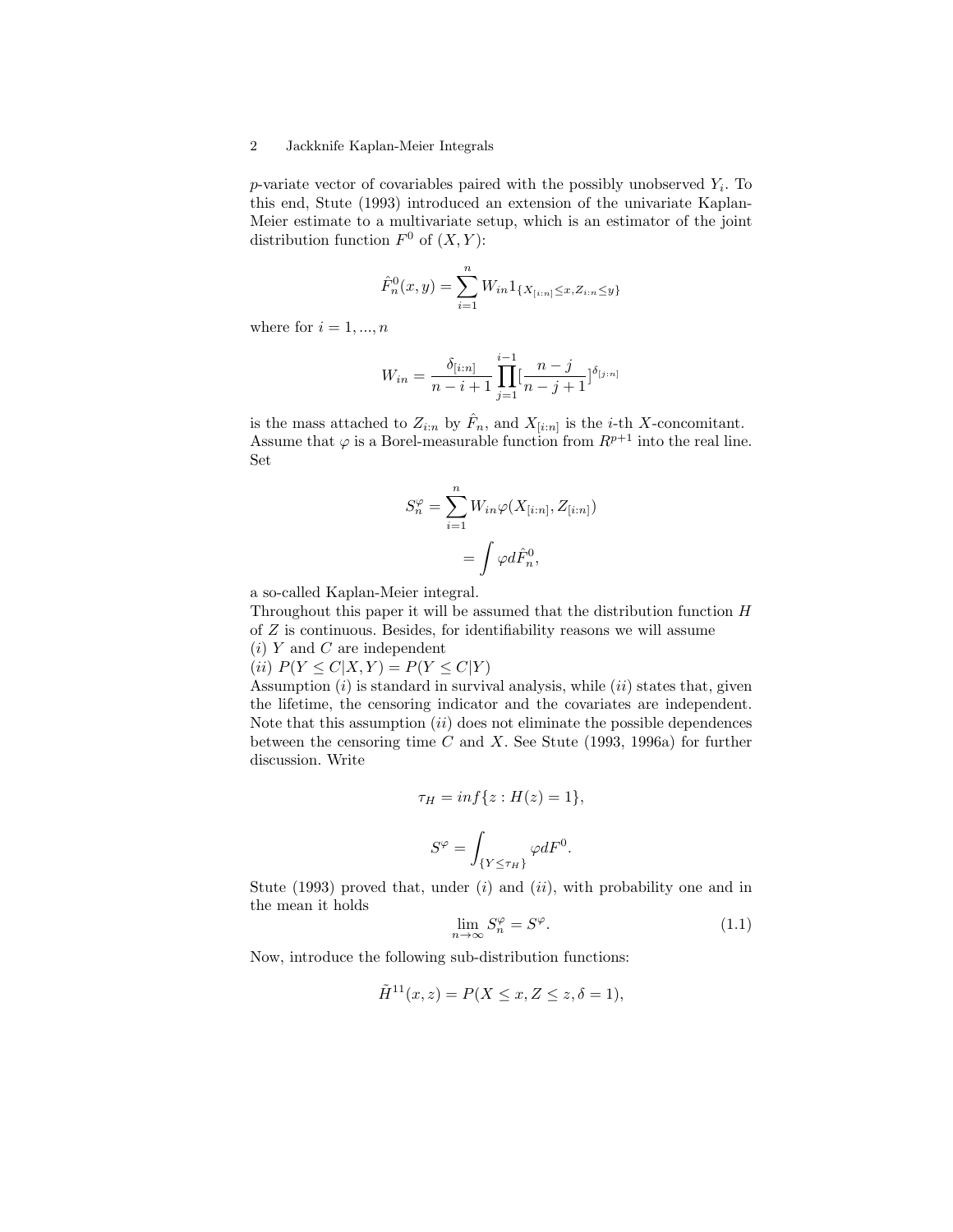$p$-variate vector of covariables paired with the possibly unobserved $Y_i$. To this end, Stute (1993) introduced an extension of the univariate Kaplan-Meier estimate to a multivariate setup, which is an estimator of the joint distribution function $F^0$ of $(X, Y)$:

$$\hat{F}_n^0(x, y) = \sum_{i=1}^{n} W_{in} 1_{\{X_{[i:n]} \leq x, Z_{i:n} \leq y\}}$$

where for $i = 1, ..., n$

$$W_{in} = \frac{\delta_{[i:n]}}{n - i + 1} \prod_{j=1}^{i-1} [\frac{n - j}{n - j + 1}]^{\delta_{[j:n]}}$$

is the mass attached to $Z_{i:n}$ by $\hat{F}_n$, and $X_{[i:n]}$ is the $i$-th $X$-concomitant. Assume that $\varphi$ is a Borel-measurable function from $R^{p+1}$ into the real line. Set

$$S_n^{\varphi} = \sum_{i=1}^{n} W_{in} \varphi(X_{[i:n]}, Z_{[i:n]})$$
$$= \int \varphi d\hat{F}_n^0,$$

a so-called Kaplan-Meier integral.

Throughout this paper it will be assumed that the distribution function $H$ of $Z$ is continuous. Besides, for identifiability reasons we will assume

$(i)$ $Y$ and $C$ are independent

$(ii)$ $P(Y \leq C | X, Y) = P(Y \leq C | Y)$

Assumption $(i)$ is standard in survival analysis, while $(ii)$ states that, given the lifetime, the censoring indicator and the covariates are independent. Note that this assumption $(ii)$ does not eliminate the possible dependences between the censoring time $C$ and $X$. See Stute (1993, 1996a) for further discussion. Write

$$\tau_H = inf\{z : H(z) = 1\},$$

$$S^{\varphi} = \int_{\{Y \leq \tau_H\}} \varphi dF^0.$$

Stute (1993) proved that, under $(i)$ and $(ii)$, with probability one and in the mean it holds

$$\lim_{n \to \infty} S_n^{\varphi} = S^{\varphi}. \tag{1.1}$$

Now, introduce the following sub-distribution functions:

$$\tilde{H}^{11}(x, z) = P(X \leq x, Z \leq z, \delta = 1),$$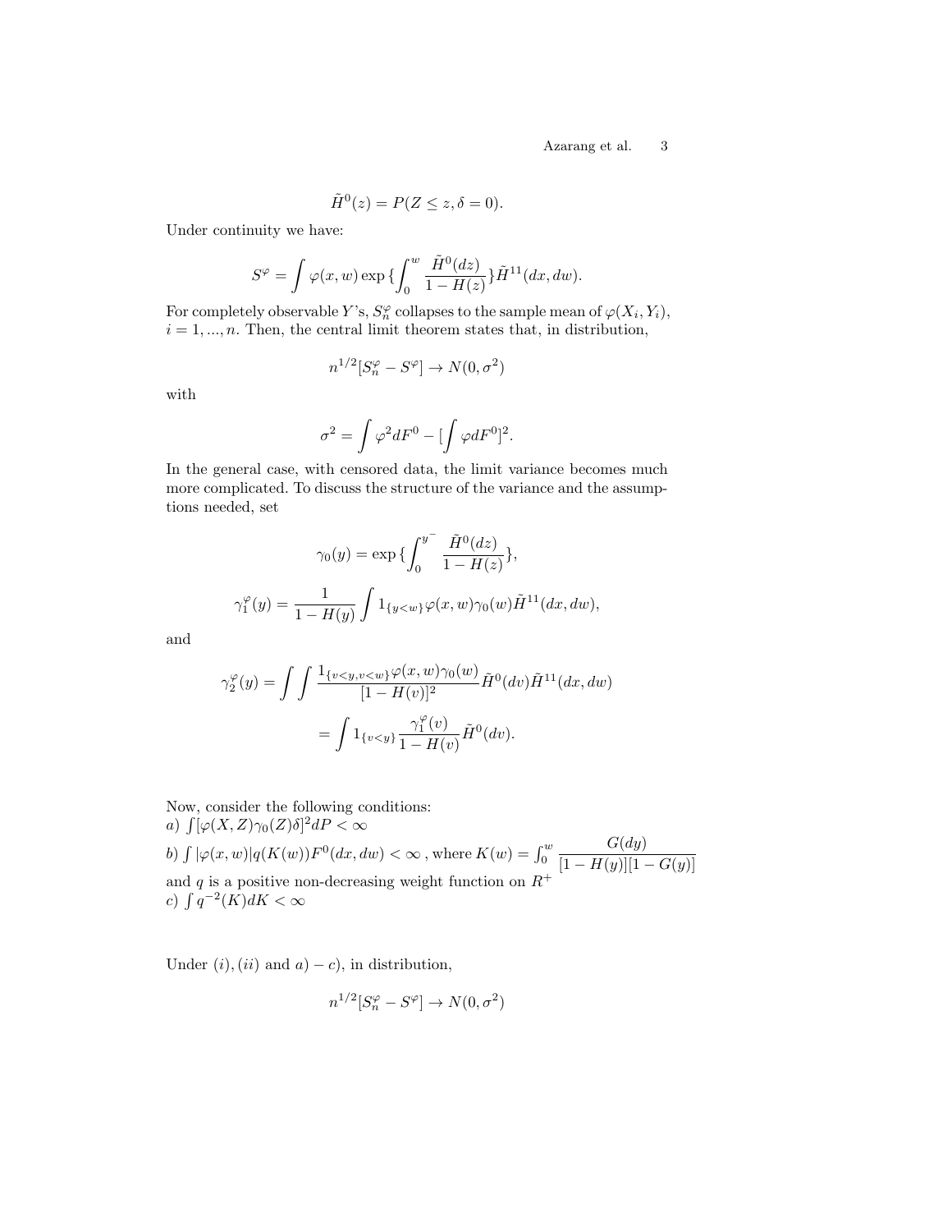$$\tilde{H}^0(z) = P(Z \leq z, \delta = 0).$$

Under continuity we have:

$$S^\varphi = \int \varphi(x,w) \exp\{\int_0^w \frac{\tilde{H}^0(dz)}{1-H(z)}\} \tilde{H}^{11}(dx,dw).$$

For completely observable $Y$'s, $S_n^\varphi$ collapses to the sample mean of $\varphi(X_i, Y_i)$, $i = 1, ..., n$. Then, the central limit theorem states that, in distribution,

$$n^{1/2}[S_n^\varphi - S^\varphi] \rightarrow N(0, \sigma^2)$$

with

$$\sigma^2 = \int \varphi^2 dF^0 - [\int \varphi dF^0]^2.$$

In the general case, with censored data, the limit variance becomes much more complicated. To discuss the structure of the variance and the assumptions needed, set

$$\gamma_0(y) = \exp\{\int_0^{y^-} \frac{\tilde{H}^0(dz)}{1-H(z)}\},$$

$$\gamma_1^\varphi(y) = \frac{1}{1-H(y)} \int 1_{\{y<w\}} \varphi(x,w) \gamma_0(w) \tilde{H}^{11}(dx,dw),$$

and

$$\gamma_2^\varphi(y) = \int\int \frac{1_{\{v<y, v<w\}} \varphi(x,w) \gamma_0(w)}{[1-H(v)]^2} \tilde{H}^0(dv) \tilde{H}^{11}(dx,dw)$$

$$= \int 1_{\{v<y\}} \frac{\gamma_1^\varphi(v)}{1-H(v)} \tilde{H}^0(dv).$$

Now, consider the following conditions:
*a)* $\int [\varphi(X,Z)\gamma_0(Z)\delta]^2 dP < \infty$
*b)* $\int |\varphi(x,w)| q(K(w)) F^0(dx,dw) < \infty$ , where $K(w) = \int_0^w \dfrac{G(dy)}{[1-H(y)][1-G(y)]}$ and $q$ is a positive non-decreasing weight function on $R^+$
*c)* $\int q^{-2}(K) dK < \infty$

Under $(i), (ii)$ and $a) - c)$, in distribution,

$$n^{1/2}[S_n^\varphi - S^\varphi] \rightarrow N(0, \sigma^2)$$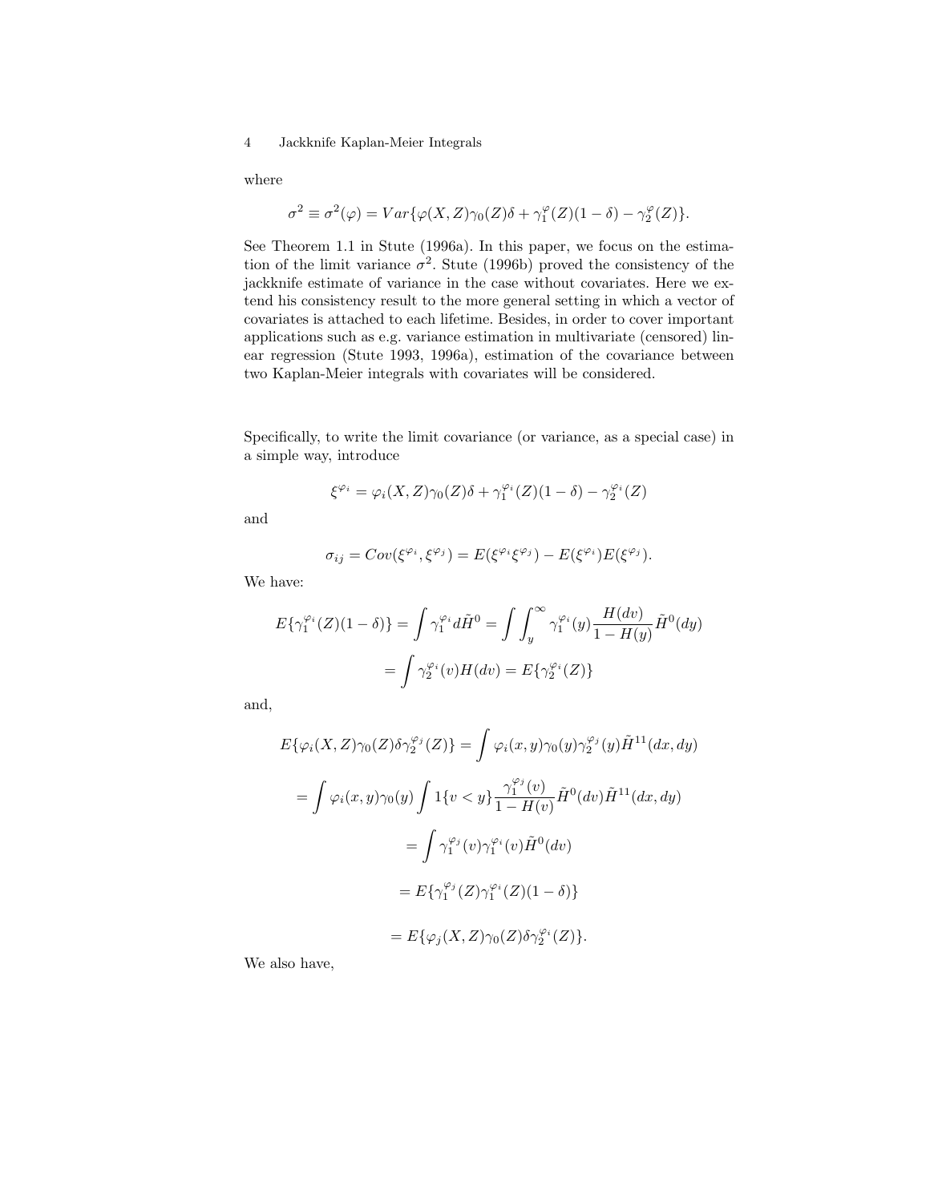where

$$\sigma^2 \equiv \sigma^2(\varphi) = Var\{\varphi(X,Z)\gamma_0(Z)\delta + \gamma_1^{\varphi}(Z)(1-\delta) - \gamma_2^{\varphi}(Z)\}.$$

See Theorem 1.1 in Stute (1996a). In this paper, we focus on the estimation of the limit variance $\sigma^2$. Stute (1996b) proved the consistency of the jackknife estimate of variance in the case without covariates. Here we extend his consistency result to the more general setting in which a vector of covariates is attached to each lifetime. Besides, in order to cover important applications such as e.g. variance estimation in multivariate (censored) linear regression (Stute 1993, 1996a), estimation of the covariance between two Kaplan-Meier integrals with covariates will be considered.

Specifically, to write the limit covariance (or variance, as a special case) in a simple way, introduce

$$\xi^{\varphi_i} = \varphi_i(X,Z)\gamma_0(Z)\delta + \gamma_1^{\varphi_i}(Z)(1-\delta) - \gamma_2^{\varphi_i}(Z)$$

and

$$\sigma_{ij} = Cov(\xi^{\varphi_i}, \xi^{\varphi_j}) = E(\xi^{\varphi_i}\xi^{\varphi_j}) - E(\xi^{\varphi_i})E(\xi^{\varphi_j}).$$

We have:

$$E\{\gamma_1^{\varphi_i}(Z)(1-\delta)\} = \int \gamma_1^{\varphi_i} d\tilde{H}^0 = \int \int_y^{\infty} \gamma_1^{\varphi_i}(y) \frac{H(dv)}{1-H(y)} \tilde{H}^0(dy)$$

$$= \int \gamma_2^{\varphi_i}(v) H(dv) = E\{\gamma_2^{\varphi_i}(Z)\}$$

and,

$$E\{\varphi_i(X,Z)\gamma_0(Z)\delta\gamma_2^{\varphi_j}(Z)\} = \int \varphi_i(x,y)\gamma_0(y)\gamma_2^{\varphi_j}(y)\tilde{H}^{11}(dx,dy)$$

$$= \int \varphi_i(x,y)\gamma_0(y) \int 1\{v<y\} \frac{\gamma_1^{\varphi_j}(v)}{1-H(v)} \tilde{H}^0(dv)\tilde{H}^{11}(dx,dy)$$

$$= \int \gamma_1^{\varphi_j}(v)\gamma_1^{\varphi_i}(v)\tilde{H}^0(dv)$$

$$= E\{\gamma_1^{\varphi_j}(Z)\gamma_1^{\varphi_i}(Z)(1-\delta)\}$$

$$= E\{\varphi_j(X,Z)\gamma_0(Z)\delta\gamma_2^{\varphi_i}(Z)\}.$$

We also have,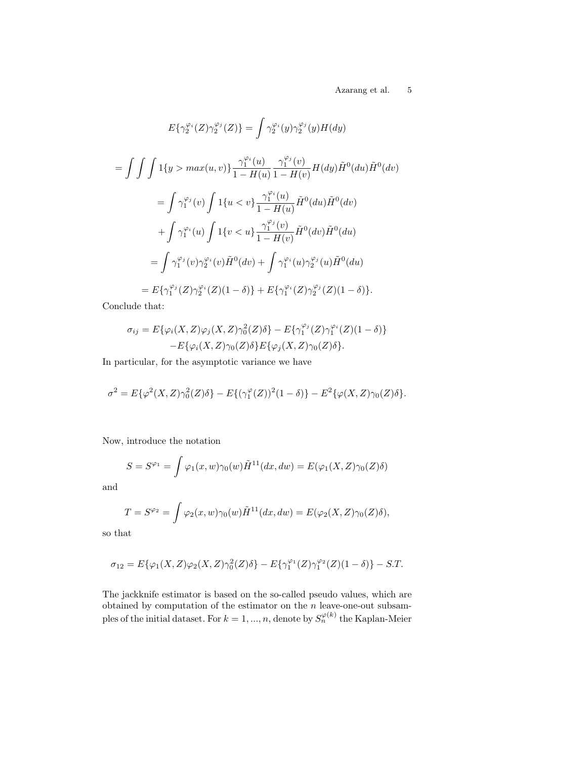$$E\{\gamma_2^{\varphi_i}(Z)\gamma_2^{\varphi_j}(Z)\} = \int \gamma_2^{\varphi_i}(y)\gamma_2^{\varphi_j}(y)H(dy)$$

$$= \int\int\int 1\{y > max(u,v)\}\frac{\gamma_1^{\varphi_i}(u)}{1-H(u)}\frac{\gamma_1^{\varphi_j}(v)}{1-H(v)}H(dy)\tilde{H}^0(du)\tilde{H}^0(dv)$$

$$= \int \gamma_1^{\varphi_j}(v)\int 1\{u < v\}\frac{\gamma_1^{\varphi_i}(u)}{1-H(u)}\tilde{H}^0(du)\tilde{H}^0(dv)$$

$$+ \int \gamma_1^{\varphi_i}(u)\int 1\{v < u\}\frac{\gamma_1^{\varphi_j}(v)}{1-H(v)}\tilde{H}^0(dv)\tilde{H}^0(du)$$

$$= \int \gamma_1^{\varphi_j}(v)\gamma_2^{\varphi_i}(v)\tilde{H}^0(dv) + \int \gamma_1^{\varphi_i}(u)\gamma_2^{\varphi_j}(u)\tilde{H}^0(du)$$

$$= E\{\gamma_1^{\varphi_j}(Z)\gamma_2^{\varphi_i}(Z)(1-\delta)\} + E\{\gamma_1^{\varphi_i}(Z)\gamma_2^{\varphi_j}(Z)(1-\delta)\}.$$

Conclude that:

$$\sigma_{ij} = E\{\varphi_i(X,Z)\varphi_j(X,Z)\gamma_0^2(Z)\delta\} - E\{\gamma_1^{\varphi_j}(Z)\gamma_1^{\varphi_i}(Z)(1-\delta)\}$$
$$-E\{\varphi_i(X,Z)\gamma_0(Z)\delta\}E\{\varphi_j(X,Z)\gamma_0(Z)\delta\}.$$

In particular, for the asymptotic variance we have

$$\sigma^2 = E\{\varphi^2(X,Z)\gamma_0^2(Z)\delta\} - E\{(\gamma_1^{\varphi}(Z))^2(1-\delta)\} - E^2\{\varphi(X,Z)\gamma_0(Z)\delta\}.$$

Now, introduce the notation

$$S = S^{\varphi_1} = \int \varphi_1(x,w)\gamma_0(w)\tilde{H}^{11}(dx,dw) = E(\varphi_1(X,Z)\gamma_0(Z)\delta)$$

and

$$T = S^{\varphi_2} = \int \varphi_2(x,w)\gamma_0(w)\tilde{H}^{11}(dx,dw) = E(\varphi_2(X,Z)\gamma_0(Z)\delta),$$

so that

$$\sigma_{12} = E\{\varphi_1(X,Z)\varphi_2(X,Z)\gamma_0^2(Z)\delta\} - E\{\gamma_1^{\varphi_1}(Z)\gamma_1^{\varphi_2}(Z)(1-\delta)\} - S.T.$$

The jackknife estimator is based on the so-called pseudo values, which are obtained by computation of the estimator on the $n$ leave-one-out subsamples of the initial dataset. For $k = 1, ..., n$, denote by $S_n^{\varphi(k)}$ the Kaplan-Meier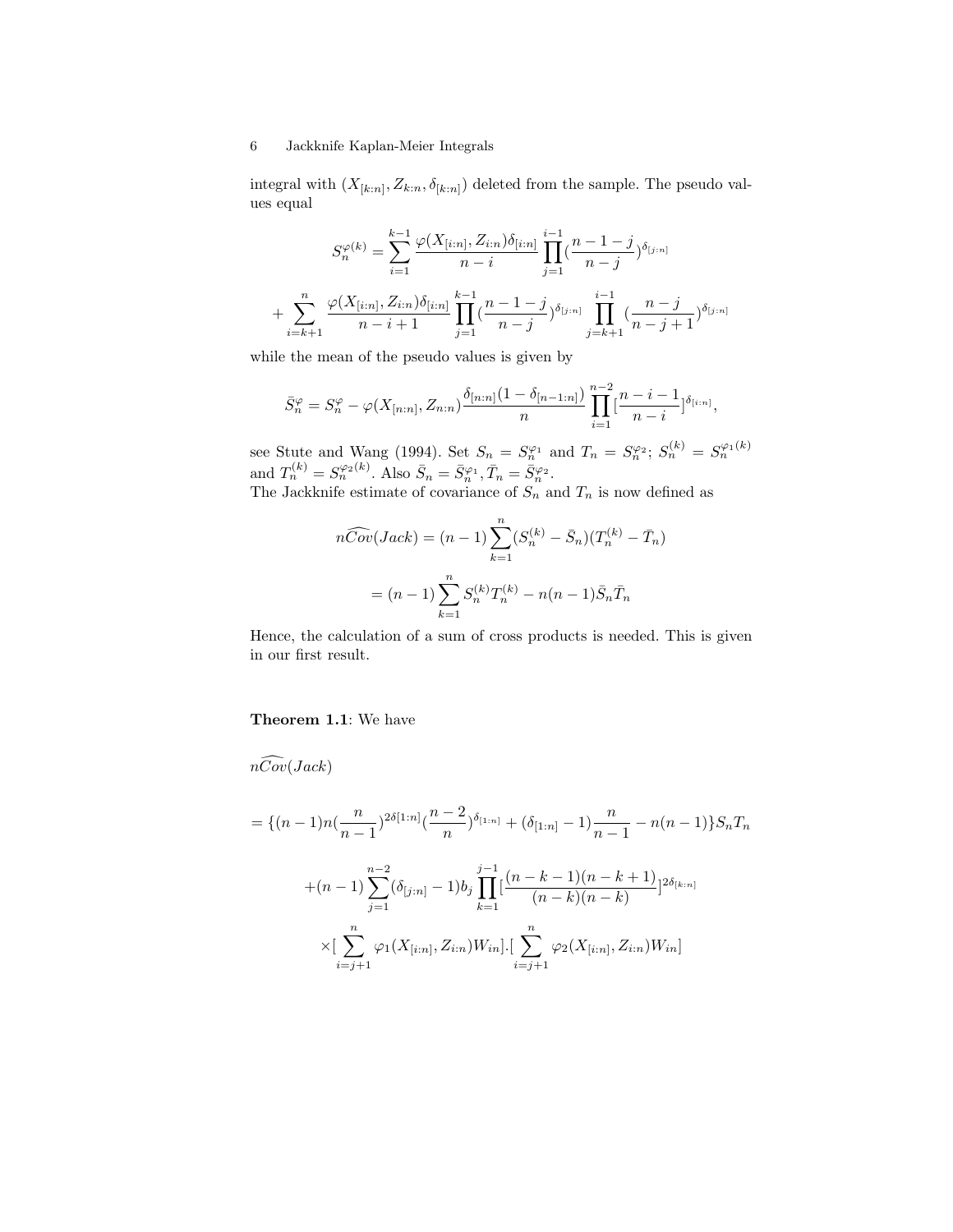integral with $(X_{[k:n]}, Z_{k:n}, \delta_{[k:n]})$ deleted from the sample. The pseudo values equal

$$S_n^{\varphi(k)} = \sum_{i=1}^{k-1} \frac{\varphi(X_{[i:n]}, Z_{i:n})\delta_{[i:n]}}{n-i} \prod_{j=1}^{i-1} (\frac{n-1-j}{n-j})^{\delta_{[j:n]}}$$

$$+ \sum_{i=k+1}^{n} \frac{\varphi(X_{[i:n]}, Z_{i:n})\delta_{[i:n]}}{n-i+1} \prod_{j=1}^{k-1} (\frac{n-1-j}{n-j})^{\delta_{[j:n]}} \prod_{j=k+1}^{i-1} (\frac{n-j}{n-j+1})^{\delta_{[j:n]}}$$

while the mean of the pseudo values is given by

$$\bar{S}_n^{\varphi} = S_n^{\varphi} - \varphi(X_{[n:n]}, Z_{n:n}) \frac{\delta_{[n:n]}(1-\delta_{[n-1:n]})}{n} \prod_{i=1}^{n-2} [\frac{n-i-1}{n-i}]^{\delta_{[i:n]}},$$

see Stute and Wang (1994). Set $S_n = S_n^{\varphi_1}$ and $T_n = S_n^{\varphi_2}$; $S_n^{(k)} = S_n^{\varphi_1(k)}$ and $T_n^{(k)} = S_n^{\varphi_2(k)}$. Also $\bar{S}_n = \bar{S}_n^{\varphi_1}, \bar{T}_n = \bar{S}_n^{\varphi_2}$.
The Jackknife estimate of covariance of $S_n$ and $T_n$ is now defined as

$$n\widehat{Cov}(Jack) = (n-1)\sum_{k=1}^{n} (S_n^{(k)} - \bar{S}_n)(T_n^{(k)} - \bar{T}_n)$$

$$= (n-1)\sum_{k=1}^{n} S_n^{(k)} T_n^{(k)} - n(n-1)\bar{S}_n \bar{T}_n$$

Hence, the calculation of a sum of cross products is needed. This is given in our first result.

**Theorem 1.1**: We have

$$n\widehat{Cov}(Jack)$$

$$= \{(n-1)n(\frac{n}{n-1})^{2\delta[1:n]}(\frac{n-2}{n})^{\delta_{[1:n]}} + (\delta_{[1:n]} - 1)\frac{n}{n-1} - n(n-1)\}S_n T_n$$

$$+(n-1)\sum_{j=1}^{n-2} (\delta_{[j:n]} - 1) b_j \prod_{k=1}^{j-1} [\frac{(n-k-1)(n-k+1)}{(n-k)(n-k)}]^{2\delta_{[k:n]}}$$

$$\times [\sum_{i=j+1}^{n} \varphi_1(X_{[i:n]}, Z_{i:n}) W_{in}].[\sum_{i=j+1}^{n} \varphi_2(X_{[i:n]}, Z_{i:n}) W_{in}]$$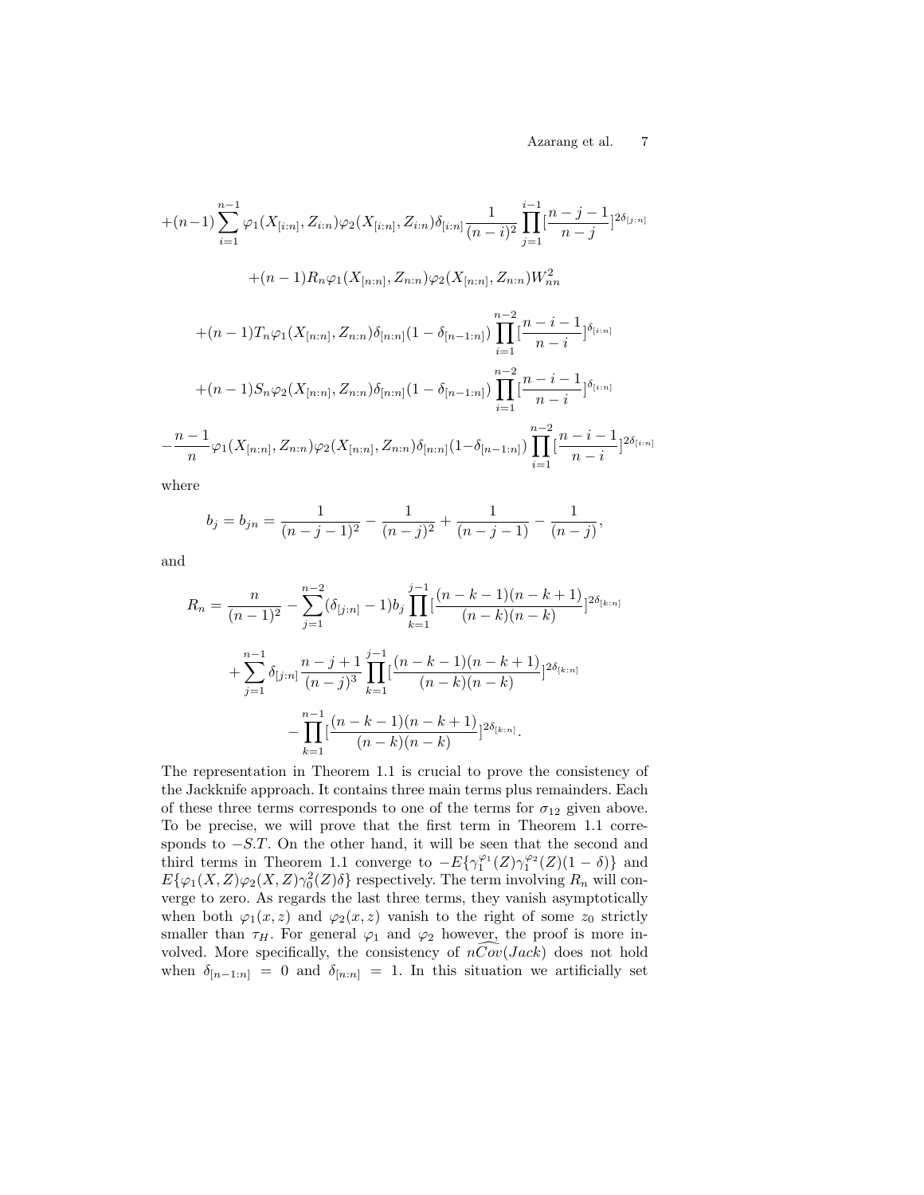$$+(n-1)\sum_{i=1}^{n-1}\varphi_1(X_{[i:n]},Z_{i:n})\varphi_2(X_{[i:n]},Z_{i:n})\delta_{[i:n]}\frac{1}{(n-i)^2}\prod_{j=1}^{i-1}[\frac{n-j-1}{n-j}]^{2\delta_{[j:n]}}$$

$$+(n-1)R_n\varphi_1(X_{[n:n]},Z_{n:n})\varphi_2(X_{[n:n]},Z_{n:n})W_{nn}^2$$

$$+(n-1)T_n\varphi_1(X_{[n:n]},Z_{n:n})\delta_{[n:n]}(1-\delta_{[n-1:n]})\prod_{i=1}^{n-2}[\frac{n-i-1}{n-i}]^{\delta_{[i:n]}}$$

$$+(n-1)S_n\varphi_2(X_{[n:n]},Z_{n:n})\delta_{[n:n]}(1-\delta_{[n-1:n]})\prod_{i=1}^{n-2}[\frac{n-i-1}{n-i}]^{\delta_{[i:n]}}$$

$$-\frac{n-1}{n}\varphi_1(X_{[n:n]},Z_{n:n})\varphi_2(X_{[n:n]},Z_{n:n})\delta_{[n:n]}(1-\delta_{[n-1:n]})\prod_{i=1}^{n-2}[\frac{n-i-1}{n-i}]^{2\delta_{[i:n]}}$$

where

$$b_j = b_{jn} = \frac{1}{(n-j-1)^2} - \frac{1}{(n-j)^2} + \frac{1}{(n-j-1)} - \frac{1}{(n-j)},$$

and

$$R_n = \frac{n}{(n-1)^2} - \sum_{j=1}^{n-2}(\delta_{[j:n]}-1)b_j\prod_{k=1}^{j-1}[\frac{(n-k-1)(n-k+1)}{(n-k)(n-k)}]^{2\delta_{[k:n]}}$$

$$+\sum_{j=1}^{n-1}\delta_{[j:n]}\frac{n-j+1}{(n-j)^3}\prod_{k=1}^{j-1}[\frac{(n-k-1)(n-k+1)}{(n-k)(n-k)}]^{2\delta_{[k:n]}}$$

$$-\prod_{k=1}^{n-1}[\frac{(n-k-1)(n-k+1)}{(n-k)(n-k)}]^{2\delta_{[k:n]}}.$$

The representation in Theorem 1.1 is crucial to prove the consistency of the Jackknife approach. It contains three main terms plus remainders. Each of these three terms corresponds to one of the terms for $\sigma_{12}$ given above. To be precise, we will prove that the first term in Theorem 1.1 corresponds to $-S.T.$ On the other hand, it will be seen that the second and third terms in Theorem 1.1 converge to $-E\{\gamma_1^{\varphi_1}(Z)\gamma_1^{\varphi_2}(Z)(1-\delta)\}$ and $E\{\varphi_1(X,Z)\varphi_2(X,Z)\gamma_0^2(Z)\delta\}$ respectively. The term involving $R_n$ will converge to zero. As regards the last three terms, they vanish asymptotically when both $\varphi_1(x,z)$ and $\varphi_2(x,z)$ vanish to the right of some $z_0$ strictly smaller than $\tau_H$. For general $\varphi_1$ and $\varphi_2$ however, the proof is more involved. More specifically, the consistency of $n\widehat{Cov}(Jack)$ does not hold when $\delta_{[n-1:n]} = 0$ and $\delta_{[n:n]} = 1$. In this situation we artificially set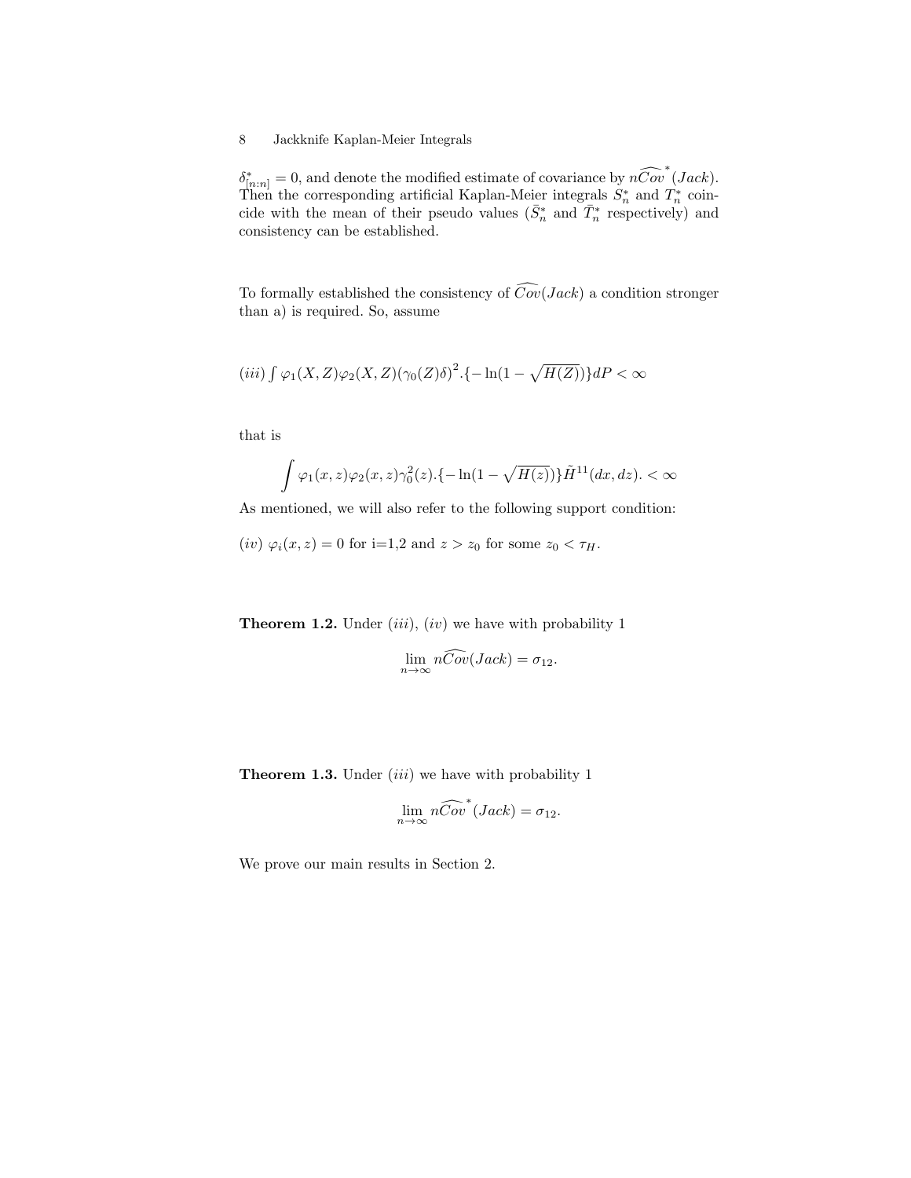$\delta^*_{[n:n]} = 0$, and denote the modified estimate of covariance by $n\widehat{Cov}^*(Jack)$. Then the corresponding artificial Kaplan-Meier integrals $S^*_n$ and $T^*_n$ coincide with the mean of their pseudo values ($\bar{S}^*_n$ and $\bar{T}^*_n$ respectively) and consistency can be established.

To formally established the consistency of $\widehat{Cov}(Jack)$ a condition stronger than a) is required. So, assume

$(iii) \int \varphi_1(X,Z)\varphi_2(X,Z)(\gamma_0(Z)\delta)^2.\{-\ln(1-\sqrt{H(Z)})\}dP < \infty$

that is

$$\int \varphi_1(x,z)\varphi_2(x,z)\gamma_0^2(z).\{-\ln(1-\sqrt{H(z)})\}\tilde{H}^{11}(dx,dz). < \infty$$

As mentioned, we will also refer to the following support condition:

$(iv)$ $\varphi_i(x,z) = 0$ for i=1,2 and $z > z_0$ for some $z_0 < \tau_H$.

**Theorem 1.2.** Under $(iii)$, $(iv)$ we have with probability 1

$$\lim_{n\to\infty} n\widehat{Cov}(Jack) = \sigma_{12}.$$

**Theorem 1.3.** Under $(iii)$ we have with probability 1

$$\lim_{n\to\infty} n\widehat{Cov}^*(Jack) = \sigma_{12}.$$

We prove our main results in Section 2.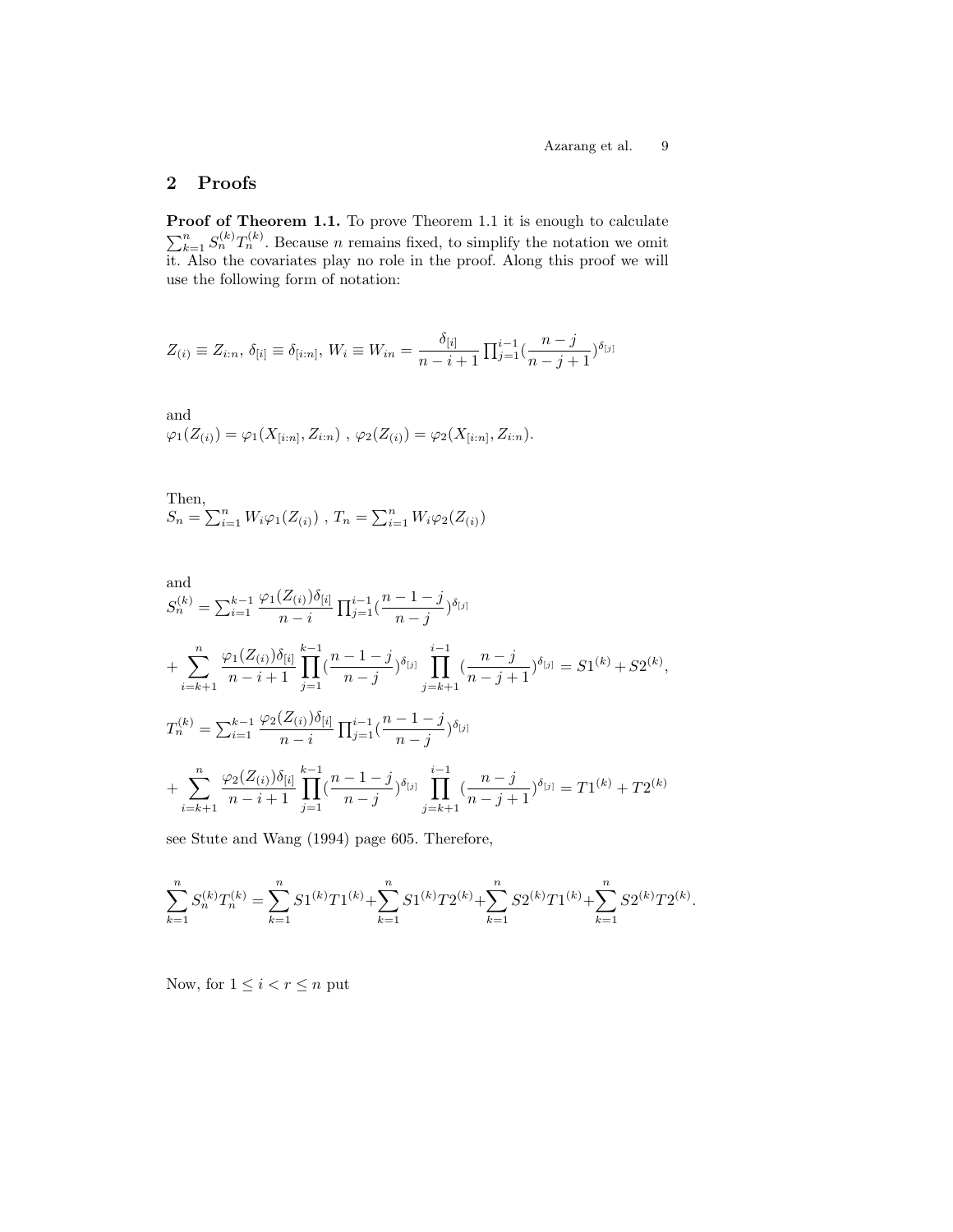## 2 Proofs

**Proof of Theorem 1.1.** To prove Theorem 1.1 it is enough to calculate $\sum_{k=1}^{n} S_n^{(k)} T_n^{(k)}$. Because $n$ remains fixed, to simplify the notation we omit it. Also the covariates play no role in the proof. Along this proof we will use the following form of notation:

$$Z_{(i)} \equiv Z_{i:n},\ \delta_{[i]} \equiv \delta_{[i:n]},\ W_i \equiv W_{in} = \frac{\delta_{[i]}}{n-i+1} \prod_{j=1}^{i-1} \left(\frac{n-j}{n-j+1}\right)^{\delta_{[j]}}$$

and
$\varphi_1(Z_{(i)}) = \varphi_1(X_{[i:n]}, Z_{i:n})$ , $\varphi_2(Z_{(i)}) = \varphi_2(X_{[i:n]}, Z_{i:n})$.

Then,
$S_n = \sum_{i=1}^{n} W_i \varphi_1(Z_{(i)})$ , $T_n = \sum_{i=1}^{n} W_i \varphi_2(Z_{(i)})$

and

$$S_n^{(k)} = \sum_{i=1}^{k-1} \frac{\varphi_1(Z_{(i)})\delta_{[i]}}{n-i} \prod_{j=1}^{i-1} \left(\frac{n-1-j}{n-j}\right)^{\delta_{[j]}}$$

$$+ \sum_{i=k+1}^{n} \frac{\varphi_1(Z_{(i)})\delta_{[i]}}{n-i+1} \prod_{j=1}^{k-1} \left(\frac{n-1-j}{n-j}\right)^{\delta_{[j]}} \prod_{j=k+1}^{i-1} \left(\frac{n-j}{n-j+1}\right)^{\delta_{[j]}} = S1^{(k)} + S2^{(k)},$$

$$T_n^{(k)} = \sum_{i=1}^{k-1} \frac{\varphi_2(Z_{(i)})\delta_{[i]}}{n-i} \prod_{j=1}^{i-1} \left(\frac{n-1-j}{n-j}\right)^{\delta_{[j]}}$$

$$+ \sum_{i=k+1}^{n} \frac{\varphi_2(Z_{(i)})\delta_{[i]}}{n-i+1} \prod_{j=1}^{k-1} \left(\frac{n-1-j}{n-j}\right)^{\delta_{[j]}} \prod_{j=k+1}^{i-1} \left(\frac{n-j}{n-j+1}\right)^{\delta_{[j]}} = T1^{(k)} + T2^{(k)}$$

see Stute and Wang (1994) page 605. Therefore,

$$\sum_{k=1}^{n} S_n^{(k)} T_n^{(k)} = \sum_{k=1}^{n} S1^{(k)} T1^{(k)} + \sum_{k=1}^{n} S1^{(k)} T2^{(k)} + \sum_{k=1}^{n} S2^{(k)} T1^{(k)} + \sum_{k=1}^{n} S2^{(k)} T2^{(k)}.$$

Now, for $1 \leq i < r \leq n$ put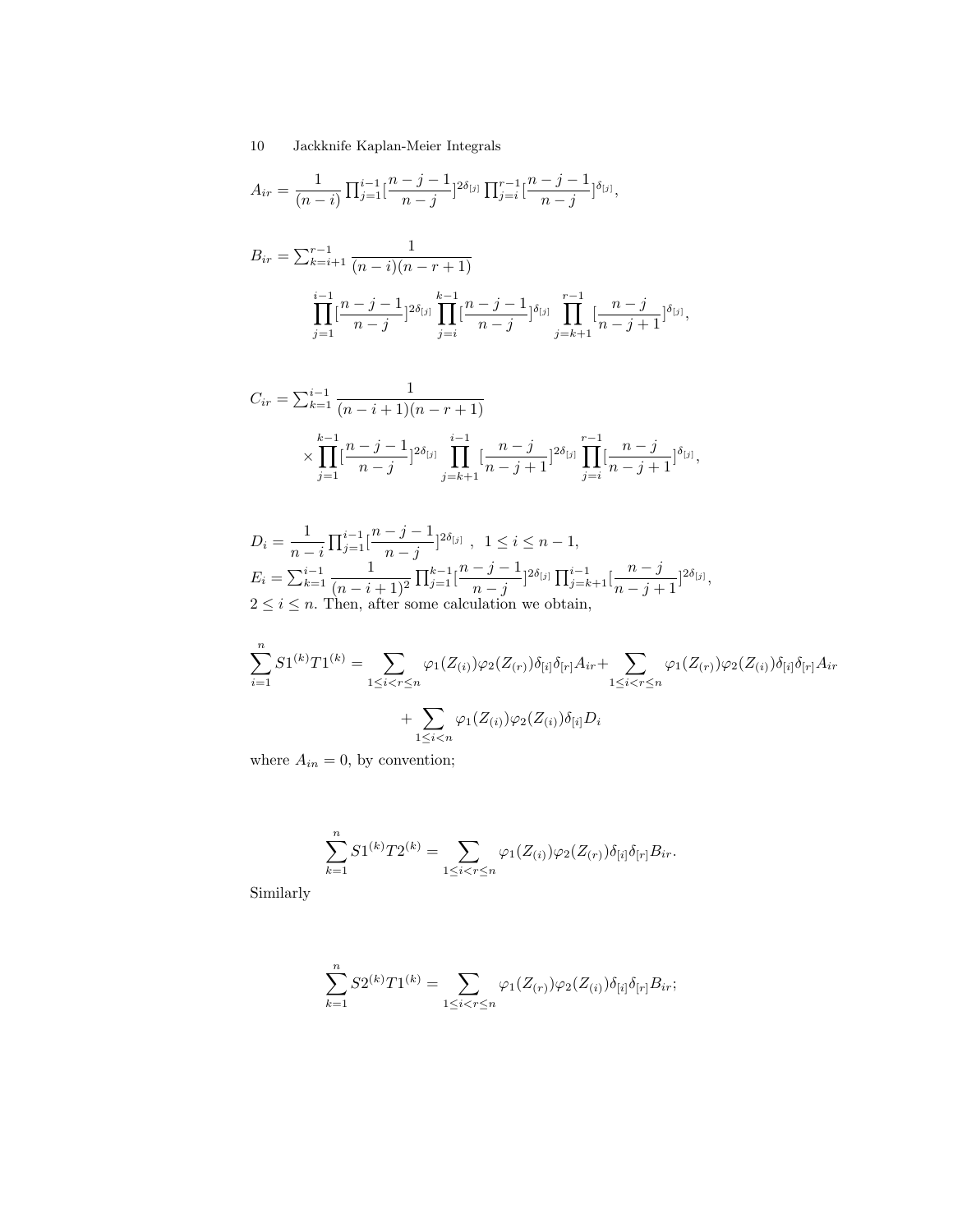$$A_{ir} = \frac{1}{(n-i)} \prod_{j=1}^{i-1} [\frac{n-j-1}{n-j}]^{2\delta_{[j]}} \prod_{j=i}^{r-1} [\frac{n-j-1}{n-j}]^{\delta_{[j]}},$$

$$B_{ir} = \sum_{k=i+1}^{r-1} \frac{1}{(n-i)(n-r+1)} \prod_{j=1}^{i-1} [\frac{n-j-1}{n-j}]^{2\delta_{[j]}} \prod_{j=i}^{k-1} [\frac{n-j-1}{n-j}]^{\delta_{[j]}} \prod_{j=k+1}^{r-1} [\frac{n-j}{n-j+1}]^{\delta_{[j]}},$$

$$C_{ir} = \sum_{k=1}^{i-1} \frac{1}{(n-i+1)(n-r+1)} \times \prod_{j=1}^{k-1} [\frac{n-j-1}{n-j}]^{2\delta_{[j]}} \prod_{j=k+1}^{i-1} [\frac{n-j}{n-j+1}]^{2\delta_{[j]}} \prod_{j=i}^{r-1} [\frac{n-j}{n-j+1}]^{\delta_{[j]}},$$

$D_i = \frac{1}{n-i} \prod_{j=1}^{i-1} [\frac{n-j-1}{n-j}]^{2\delta_{[j]}}$ , $1 \leq i \leq n-1$,
$E_i = \sum_{k=1}^{i-1} \frac{1}{(n-i+1)^2} \prod_{j=1}^{k-1} [\frac{n-j-1}{n-j}]^{2\delta_{[j]}} \prod_{j=k+1}^{i-1} [\frac{n-j}{n-j+1}]^{2\delta_{[j]}}$,
$2 \leq i \leq n$. Then, after some calculation we obtain,

$$\sum_{i=1}^{n} S1^{(k)} T1^{(k)} = \sum_{1 \leq i < r \leq n} \varphi_1(Z_{(i)}) \varphi_2(Z_{(r)}) \delta_{[i]} \delta_{[r]} A_{ir} + \sum_{1 \leq i < r \leq n} \varphi_1(Z_{(r)}) \varphi_2(Z_{(i)}) \delta_{[i]} \delta_{[r]} A_{ir} + \sum_{1 \leq i < n} \varphi_1(Z_{(i)}) \varphi_2(Z_{(i)}) \delta_{[i]} D_i$$

where $A_{in} = 0$, by convention;

$$\sum_{k=1}^{n} S1^{(k)} T2^{(k)} = \sum_{1 \leq i < r \leq n} \varphi_1(Z_{(i)}) \varphi_2(Z_{(r)}) \delta_{[i]} \delta_{[r]} B_{ir}.$$

Similarly

$$\sum_{k=1}^{n} S2^{(k)} T1^{(k)} = \sum_{1 \leq i < r \leq n} \varphi_1(Z_{(r)}) \varphi_2(Z_{(i)}) \delta_{[i]} \delta_{[r]} B_{ir};$$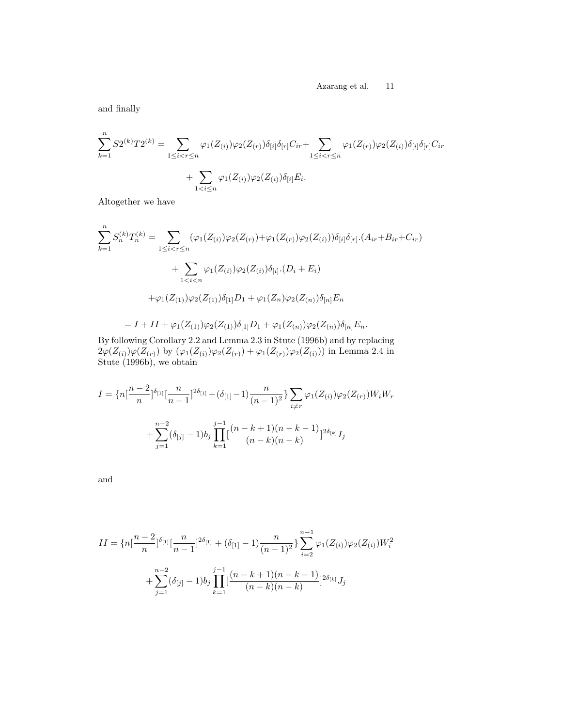and finally

$$\sum_{k=1}^{n} S2^{(k)} T2^{(k)} = \sum_{1\le i<r\le n} \varphi_1(Z_{(i)})\varphi_2(Z_{(r)})\delta_{[i]}\delta_{[r]}C_{ir} + \sum_{1\le i<r\le n} \varphi_1(Z_{(r)})\varphi_2(Z_{(i)})\delta_{[i]}\delta_{[r]}C_{ir}$$

$$+ \sum_{1<i\le n} \varphi_1(Z_{(i)})\varphi_2(Z_{(i)})\delta_{[i]}E_i.$$

Altogether we have

$$\sum_{k=1}^{n} S_n^{(k)} T_n^{(k)} = \sum_{1\le i<r\le n} (\varphi_1(Z_{(i)})\varphi_2(Z_{(r)}) + \varphi_1(Z_{(r)})\varphi_2(Z_{(i)}))\delta_{[i]}\delta_{[r]}.(A_{ir}+B_{ir}+C_{ir})$$

$$+ \sum_{1<i<n} \varphi_1(Z_{(i)})\varphi_2(Z_{(i)})\delta_{[i]}.(D_i + E_i)$$

$$+\varphi_1(Z_{(1)})\varphi_2(Z_{(1)})\delta_{[1]}D_1 + \varphi_1(Z_n)\varphi_2(Z_{(n)})\delta_{[n]}E_n$$

$$= I + II + \varphi_1(Z_{(1)})\varphi_2(Z_{(1)})\delta_{[1]}D_1 + \varphi_1(Z_{(n)})\varphi_2(Z_{(n)})\delta_{[n]}E_n.$$

By following Corollary 2.2 and Lemma 2.3 in Stute (1996b) and by replacing $2\varphi(Z_{(i)})\varphi(Z_{(r)})$ by $(\varphi_1(Z_{(i)})\varphi_2(Z_{(r)}) + \varphi_1(Z_{(r)})\varphi_2(Z_{(i)}))$ in Lemma 2.4 in Stute (1996b), we obtain

$$I = \{n[\frac{n-2}{n}]^{\delta_{[1]}}[\frac{n}{n-1}]^{2\delta_{[1]}} + (\delta_{[1]}-1)\frac{n}{(n-1)^2}\}\sum_{i\neq r}\varphi_1(Z_{(i)})\varphi_2(Z_{(r)})W_iW_r$$

$$+\sum_{j=1}^{n-2}(\delta_{[j]}-1)b_j\prod_{k=1}^{j-1}[\frac{(n-k+1)(n-k-1)}{(n-k)(n-k)}]^{2\delta_{[k]}}I_j$$

and

$$II = \{n[\frac{n-2}{n}]^{\delta_{[1]}}[\frac{n}{n-1}]^{2\delta_{[1]}} + (\delta_{[1]}-1)\frac{n}{(n-1)^2}\}\sum_{i=2}^{n-1}\varphi_1(Z_{(i)})\varphi_2(Z_{(i)})W_i^2$$

$$+\sum_{j=1}^{n-2}(\delta_{[j]}-1)b_j\prod_{k=1}^{j-1}[\frac{(n-k+1)(n-k-1)}{(n-k)(n-k)}]^{2\delta_{[k]}}J_j$$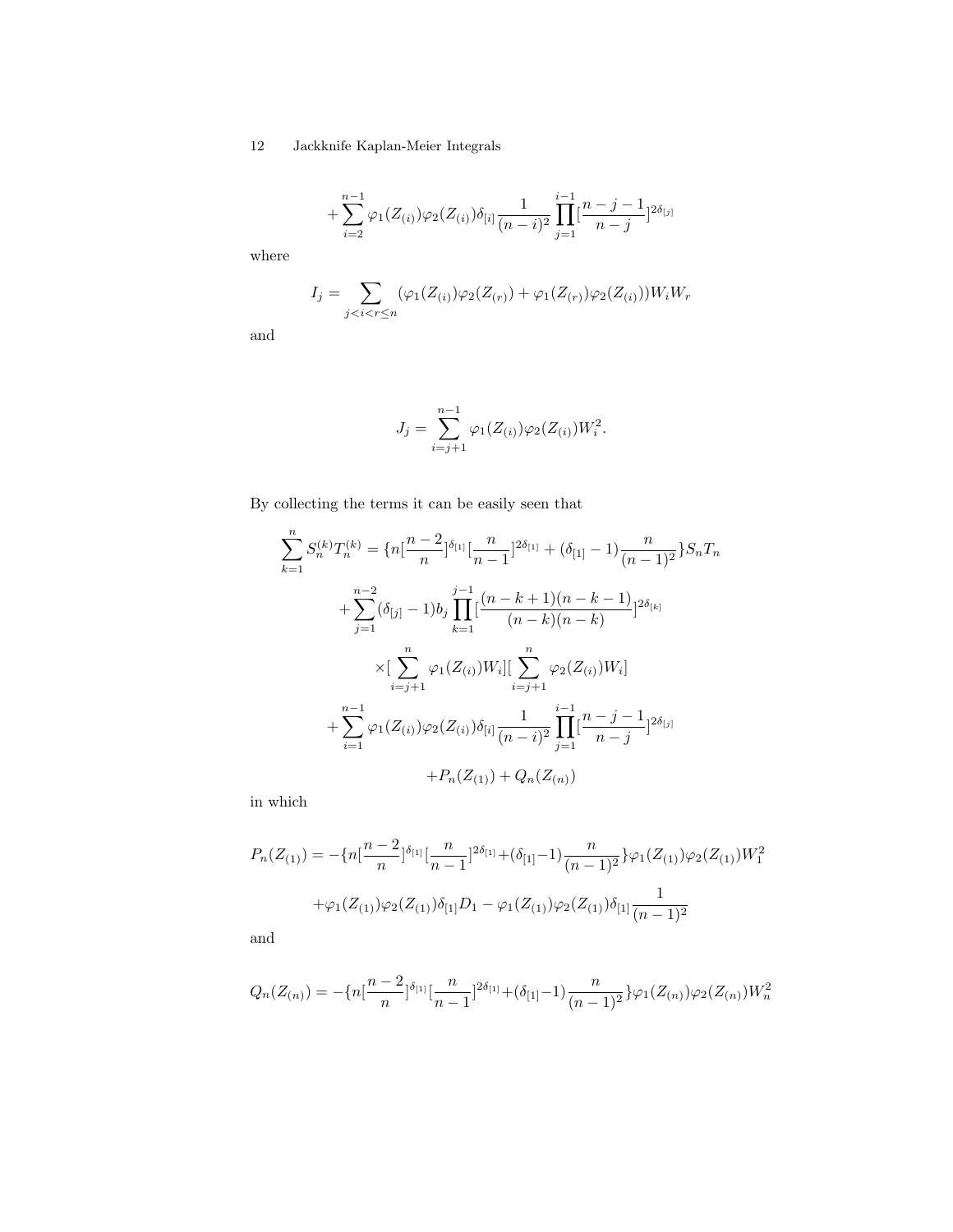$$+\sum_{i=2}^{n-1}\varphi_1(Z_{(i)})\varphi_2(Z_{(i)})\delta_{[i]}\frac{1}{(n-i)^2}\prod_{j=1}^{i-1}[\frac{n-j-1}{n-j}]^{2\delta_{[j]}}$$

where

$$I_j=\sum_{j<i<r\leq n}(\varphi_1(Z_{(i)})\varphi_2(Z_{(r)})+\varphi_1(Z_{(r)})\varphi_2(Z_{(i)}))W_iW_r$$

and

$$J_j=\sum_{i=j+1}^{n-1}\varphi_1(Z_{(i)})\varphi_2(Z_{(i)})W_i^2.$$

By collecting the terms it can be easily seen that

$$\sum_{k=1}^{n}S_n^{(k)}T_n^{(k)}=\{n[\frac{n-2}{n}]^{\delta_{[1]}}[\frac{n}{n-1}]^{2\delta_{[1]}}+(\delta_{[1]}-1)\frac{n}{(n-1)^2}\}S_nT_n$$

$$+\sum_{j=1}^{n-2}(\delta_{[j]}-1)b_j\prod_{k=1}^{j-1}[\frac{(n-k+1)(n-k-1)}{(n-k)(n-k)}]^{2\delta_{[k]}}$$

$$\times[\sum_{i=j+1}^{n}\varphi_1(Z_{(i)})W_i][\sum_{i=j+1}^{n}\varphi_2(Z_{(i)})W_i]$$

$$+\sum_{i=1}^{n-1}\varphi_1(Z_{(i)})\varphi_2(Z_{(i)})\delta_{[i]}\frac{1}{(n-i)^2}\prod_{j=1}^{i-1}[\frac{n-j-1}{n-j}]^{2\delta_{[j]}}$$

$$+P_n(Z_{(1)})+Q_n(Z_{(n)})$$

in which

$$P_n(Z_{(1)})=-\{n[\frac{n-2}{n}]^{\delta_{[1]}}[\frac{n}{n-1}]^{2\delta_{[1]}}+(\delta_{[1]}-1)\frac{n}{(n-1)^2}\}\varphi_1(Z_{(1)})\varphi_2(Z_{(1)})W_1^2$$

$$+\varphi_1(Z_{(1)})\varphi_2(Z_{(1)})\delta_{[1]}D_1-\varphi_1(Z_{(1)})\varphi_2(Z_{(1)})\delta_{[1]}\frac{1}{(n-1)^2}$$

and

$$Q_n(Z_{(n)})=-\{n[\frac{n-2}{n}]^{\delta_{[1]}}[\frac{n}{n-1}]^{2\delta_{[1]}}+(\delta_{[1]}-1)\frac{n}{(n-1)^2}\}\varphi_1(Z_{(n)})\varphi_2(Z_{(n)})W_n^2$$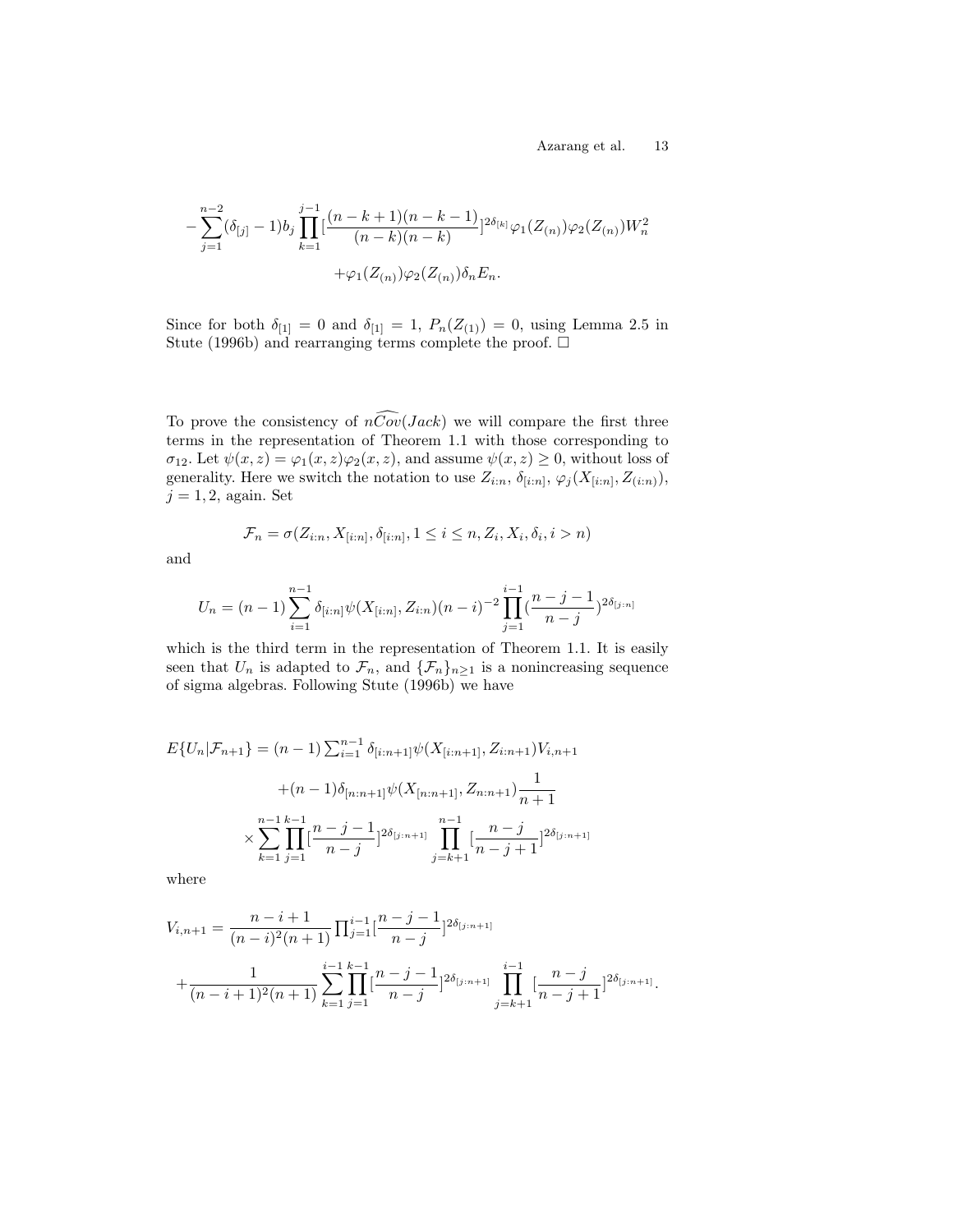$$
-\sum_{j=1}^{n-2}(\delta_{[j]}-1)b_j\prod_{k=1}^{j-1}[\frac{(n-k+1)(n-k-1)}{(n-k)(n-k)}]^{2\delta_{[k]}}\varphi_1(Z_{(n)})\varphi_2(Z_{(n)})W_n^2
$$

$$
+\varphi_1(Z_{(n)})\varphi_2(Z_{(n)})\delta_n E_n.
$$

Since for both $\delta_{[1]} = 0$ and $\delta_{[1]} = 1$, $P_n(Z_{(1)}) = 0$, using Lemma 2.5 in Stute (1996b) and rearranging terms complete the proof. □

To prove the consistency of $n\widehat{Cov}(Jack)$ we will compare the first three terms in the representation of Theorem 1.1 with those corresponding to $\sigma_{12}$. Let $\psi(x,z) = \varphi_1(x,z)\varphi_2(x,z)$, and assume $\psi(x,z) \geq 0$, without loss of generality. Here we switch the notation to use $Z_{i:n}$, $\delta_{[i:n]}$, $\varphi_j(X_{[i:n]}, Z_{(i:n)})$, $j = 1, 2$, again. Set

$$
\mathcal{F}_n = \sigma(Z_{i:n}, X_{[i:n]}, \delta_{[i:n]}, 1 \leq i \leq n, Z_i, X_i, \delta_i, i > n)
$$

and

$$
U_n = (n-1)\sum_{i=1}^{n-1}\delta_{[i:n]}\psi(X_{[i:n]}, Z_{i:n})(n-i)^{-2}\prod_{j=1}^{i-1}(\frac{n-j-1}{n-j})^{2\delta_{[j:n]}}
$$

which is the third term in the representation of Theorem 1.1. It is easily seen that $U_n$ is adapted to $\mathcal{F}_n$, and $\{\mathcal{F}_n\}_{n\geq 1}$ is a nonincreasing sequence of sigma algebras. Following Stute (1996b) we have

$$
E\{U_n|\mathcal{F}_{n+1}\} = (n-1)\sum_{i=1}^{n-1}\delta_{[i:n+1]}\psi(X_{[i:n+1]}, Z_{i:n+1})V_{i,n+1}
$$

$$
+(n-1)\delta_{[n:n+1]}\psi(X_{[n:n+1]}, Z_{n:n+1})\frac{1}{n+1}
$$

$$
\times\sum_{k=1}^{n-1}\prod_{j=1}^{k-1}[\frac{n-j-1}{n-j}]^{2\delta_{[j:n+1]}}\prod_{j=k+1}^{n-1}[\frac{n-j}{n-j+1}]^{2\delta_{[j:n+1]}}
$$

where

$$
V_{i,n+1} = \frac{n-i+1}{(n-i)^2(n+1)}\prod_{j=1}^{i-1}[\frac{n-j-1}{n-j}]^{2\delta_{[j:n+1]}}
$$

$$
+\frac{1}{(n-i+1)^2(n+1)}\sum_{k=1}^{i-1}\prod_{j=1}^{k-1}[\frac{n-j-1}{n-j}]^{2\delta_{[j:n+1]}}\prod_{j=k+1}^{i-1}[\frac{n-j}{n-j+1}]^{2\delta_{[j:n+1]}}.
$$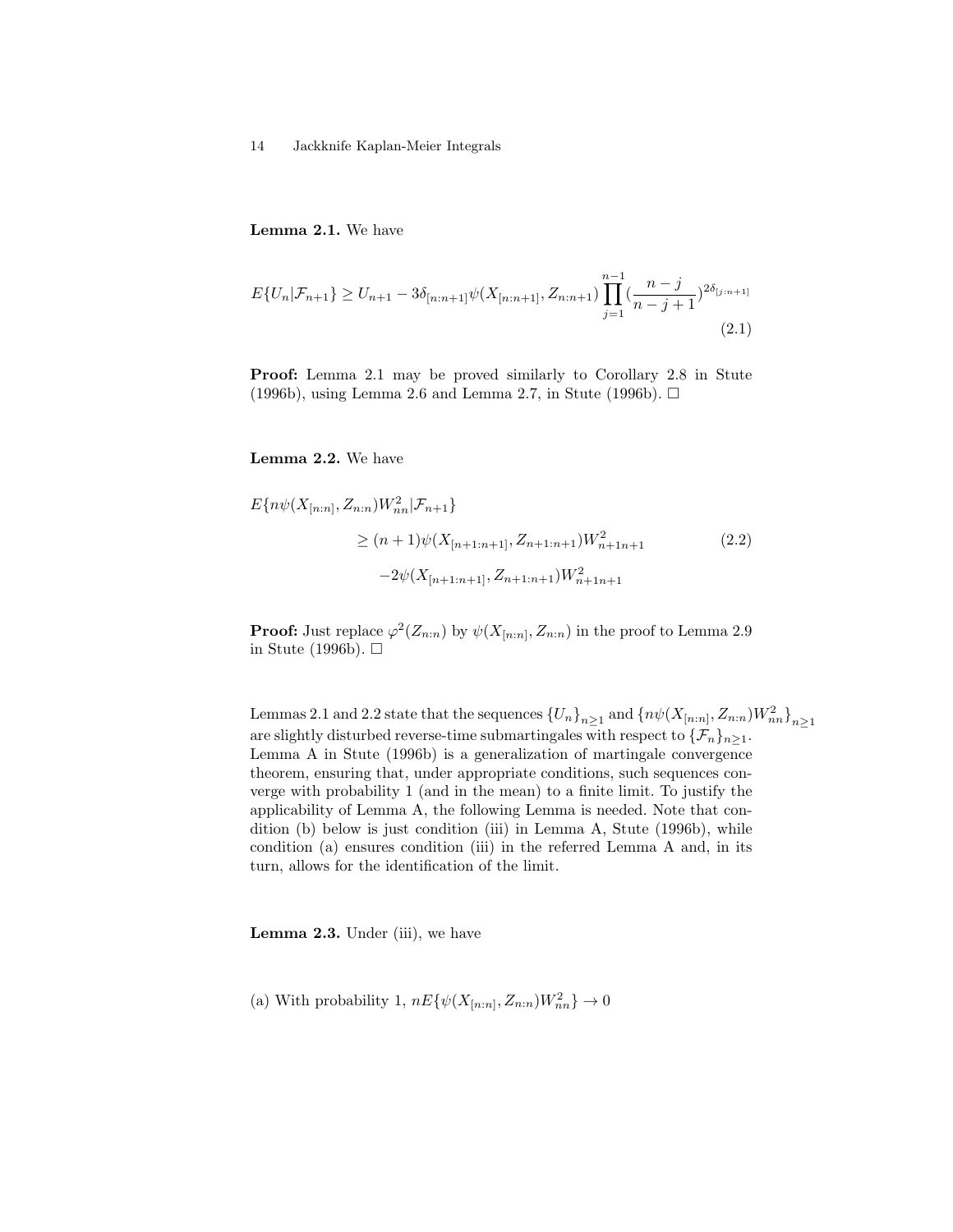**Lemma 2.1.** We have

$$E\{U_n|\mathcal{F}_{n+1}\} \geq U_{n+1} - 3\delta_{[n:n+1]}\psi(X_{[n:n+1]}, Z_{n:n+1}) \prod_{j=1}^{n-1} (\frac{n-j}{n-j+1})^{2\delta_{[j:n+1]}} \tag{2.1}$$

**Proof:** Lemma 2.1 may be proved similarly to Corollary 2.8 in Stute (1996b), using Lemma 2.6 and Lemma 2.7, in Stute (1996b). □

**Lemma 2.2.** We have

$$\begin{aligned} E\{n\psi(X_{[n:n]}, Z_{n:n})W_{nn}^2|\mathcal{F}_{n+1}\} & \\ \geq (n+1)\psi(X_{[n+1:n+1]}, Z_{n+1:n+1})W_{n+1n+1}^2 & \\ -2\psi(X_{[n+1:n+1]}, Z_{n+1:n+1})W_{n+1n+1}^2 & \end{aligned} \tag{2.2}$$

**Proof:** Just replace $\varphi^2(Z_{n:n})$ by $\psi(X_{[n:n]}, Z_{n:n})$ in the proof to Lemma 2.9 in Stute (1996b). □

Lemmas 2.1 and 2.2 state that the sequences $\{U_n\}_{n\geq 1}$ and $\{n\psi(X_{[n:n]}, Z_{n:n})W_{nn}^2\}_{n\geq 1}$ are slightly disturbed reverse-time submartingales with respect to $\{\mathcal{F}_n\}_{n\geq 1}$. Lemma A in Stute (1996b) is a generalization of martingale convergence theorem, ensuring that, under appropriate conditions, such sequences converge with probability 1 (and in the mean) to a finite limit. To justify the applicability of Lemma A, the following Lemma is needed. Note that condition (b) below is just condition (iii) in Lemma A, Stute (1996b), while condition (a) ensures condition (iii) in the referred Lemma A and, in its turn, allows for the identification of the limit.

**Lemma 2.3.** Under (iii), we have

(a) With probability 1, $nE\{\psi(X_{[n:n]}, Z_{n:n})W_{nn}^2\} \to 0$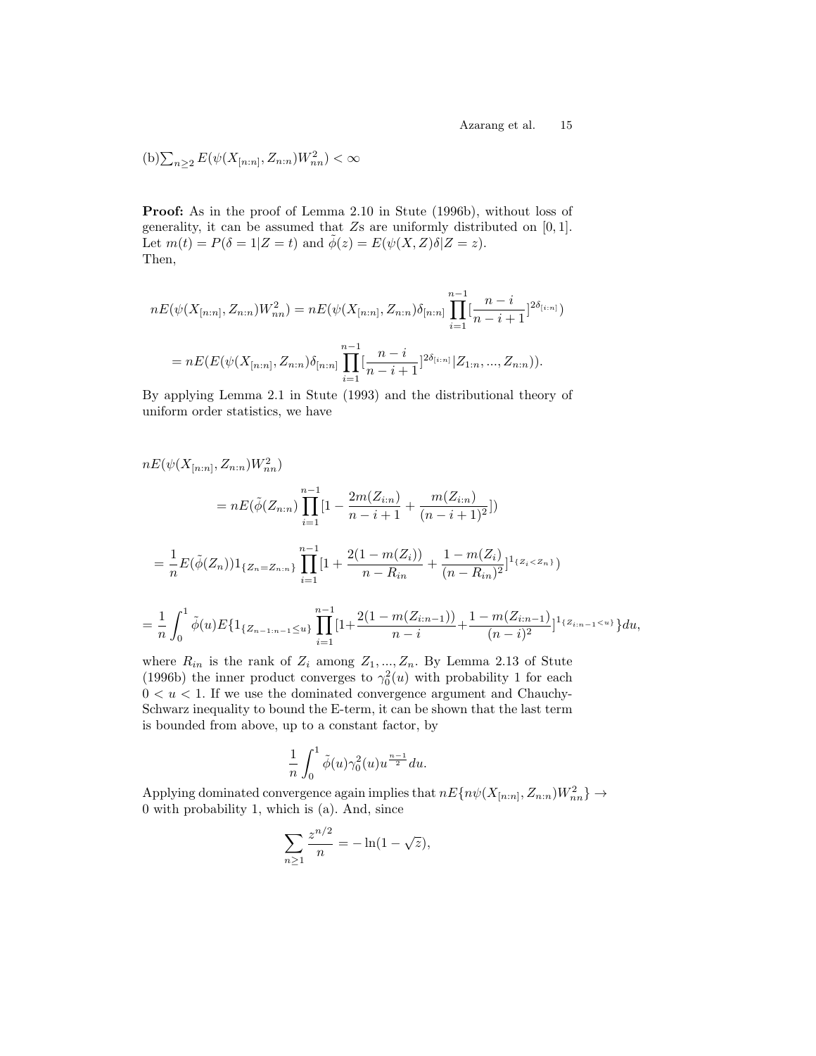(b)$\sum_{n\geq 2} E(\psi(X_{[n:n]}, Z_{n:n})W_{nn}^2) < \infty$

**Proof:** As in the proof of Lemma 2.10 in Stute (1996b), without loss of generality, it can be assumed that $Z$s are uniformly distributed on $[0,1]$. Let $m(t) = P(\delta = 1|Z = t)$ and $\tilde{\phi}(z) = E(\psi(X, Z)\delta|Z = z)$.
Then,

$$nE(\psi(X_{[n:n]}, Z_{n:n})W_{nn}^2) = nE(\psi(X_{[n:n]}, Z_{n:n})\delta_{[n:n]} \prod_{i=1}^{n-1} [\frac{n-i}{n-i+1}]^{2\delta_{[i:n]}})$$

$$= nE(E(\psi(X_{[n:n]}, Z_{n:n})\delta_{[n:n]} \prod_{i=1}^{n-1} [\frac{n-i}{n-i+1}]^{2\delta_{[i:n]}} | Z_{1:n}, ..., Z_{n:n})).$$

By applying Lemma 2.1 in Stute (1993) and the distributional theory of uniform order statistics, we have

$$nE(\psi(X_{[n:n]}, Z_{n:n})W_{nn}^2)$$

$$= nE(\tilde{\phi}(Z_{n:n}) \prod_{i=1}^{n-1} [1 - \frac{2m(Z_{i:n})}{n-i+1} + \frac{m(Z_{i:n})}{(n-i+1)^2}])$$

$$= \frac{1}{n} E(\tilde{\phi}(Z_n)) 1_{\{Z_n = Z_{n:n}\}} \prod_{i=1}^{n-1} [1 + \frac{2(1 - m(Z_i))}{n - R_{in}} + \frac{1 - m(Z_i)}{(n - R_{in})^2}]^{1_{\{Z_i < Z_n\}}})$$

$$= \frac{1}{n} \int_0^1 \tilde{\phi}(u) E\{1_{\{Z_{n-1:n-1} \leq u\}} \prod_{i=1}^{n-1} [1 + \frac{2(1 - m(Z_{i:n-1}))}{n-i} + \frac{1 - m(Z_{i:n-1})}{(n-i)^2}]^{1_{\{Z_{i:n-1} < u\}}}\} du,$$

where $R_{in}$ is the rank of $Z_i$ among $Z_1, ..., Z_n$. By Lemma 2.13 of Stute (1996b) the inner product converges to $\gamma_0^2(u)$ with probability 1 for each $0 < u < 1$. If we use the dominated convergence argument and Chauchy-Schwarz inequality to bound the E-term, it can be shown that the last term is bounded from above, up to a constant factor, by

$$\frac{1}{n} \int_0^1 \tilde{\phi}(u) \gamma_0^2(u) u^{\frac{n-1}{2}} du.$$

Applying dominated convergence again implies that $nE\{n\psi(X_{[n:n]}, Z_{n:n})W_{nn}^2\} \to 0$ with probability 1, which is (a). And, since

$$\sum_{n\geq 1} \frac{z^{n/2}}{n} = -\ln(1 - \sqrt{z}),$$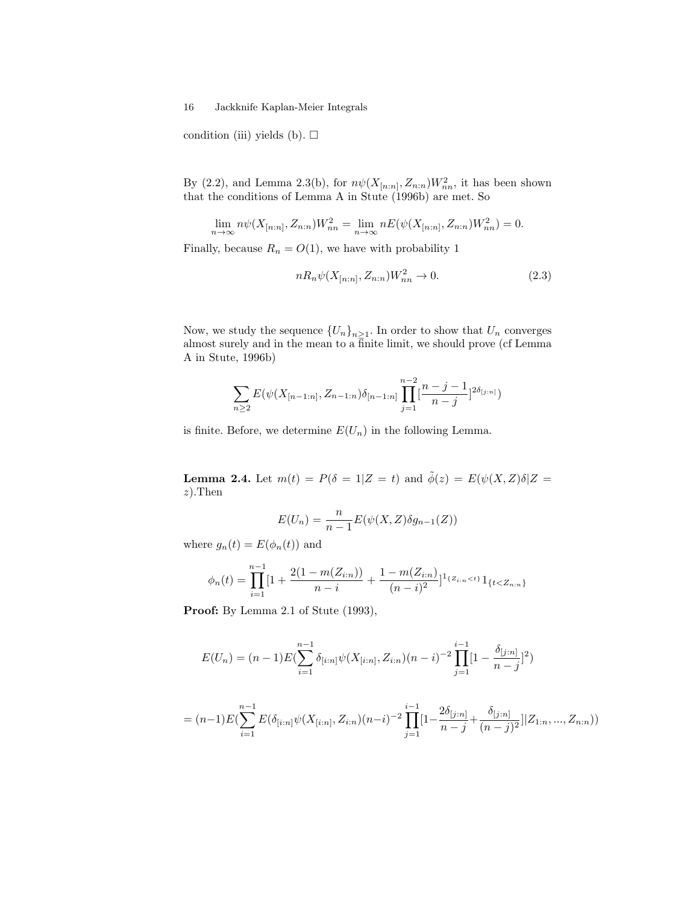condition (iii) yields (b). $\square$

By (2.2), and Lemma 2.3(b), for $n\psi(X_{[n:n]}, Z_{n:n})W_{nn}^2$, it has been shown that the conditions of Lemma A in Stute (1996b) are met. So

$$\lim_{n\to\infty} n\psi(X_{[n:n]}, Z_{n:n})W_{nn}^2 = \lim_{n\to\infty} nE(\psi(X_{[n:n]}, Z_{n:n})W_{nn}^2) = 0.$$

Finally, because $R_n = O(1)$, we have with probability 1

$$nR_n\psi(X_{[n:n]}, Z_{n:n})W_{nn}^2 \to 0. \tag{2.3}$$

Now, we study the sequence $\{U_n\}_{n\geq 1}$. In order to show that $U_n$ converges almost surely and in the mean to a finite limit, we should prove (cf Lemma A in Stute, 1996b)

$$\sum_{n\geq 2} E(\psi(X_{[n-1:n]}, Z_{n-1:n})\delta_{[n-1:n]} \prod_{j=1}^{n-2} [\frac{n-j-1}{n-j}]^{2\delta_{[j:n]}})$$

is finite. Before, we determine $E(U_n)$ in the following Lemma.

**Lemma 2.4.** Let $m(t) = P(\delta = 1|Z = t)$ and $\tilde{\phi}(z) = E(\psi(X, Z)\delta|Z = z)$.Then

$$E(U_n) = \frac{n}{n-1}E(\psi(X, Z)\delta g_{n-1}(Z))$$

where $g_n(t) = E(\phi_n(t))$ and

$$\phi_n(t) = \prod_{i=1}^{n-1} [1 + \frac{2(1-m(Z_{i:n}))}{n-i} + \frac{1-m(Z_{i:n})}{(n-i)^2}]^{1_{\{Z_{i:n}<t\}}} 1_{\{t<Z_{n:n}\}}$$

**Proof:** By Lemma 2.1 of Stute (1993),

$$E(U_n) = (n-1)E(\sum_{i=1}^{n-1} \delta_{[i:n]}\psi(X_{[i:n]}, Z_{i:n})(n-i)^{-2} \prod_{j=1}^{i-1} [1 - \frac{\delta_{[j:n]}}{n-j}]^2)$$

$$= (n-1)E(\sum_{i=1}^{n-1} E(\delta_{[i:n]}\psi(X_{[i:n]}, Z_{i:n})(n-i)^{-2} \prod_{j=1}^{i-1} [1 - \frac{2\delta_{[j:n]}}{n-j} + \frac{\delta_{[j:n]}}{(n-j)^2}]|Z_{1:n}, ..., Z_{n:n}))$$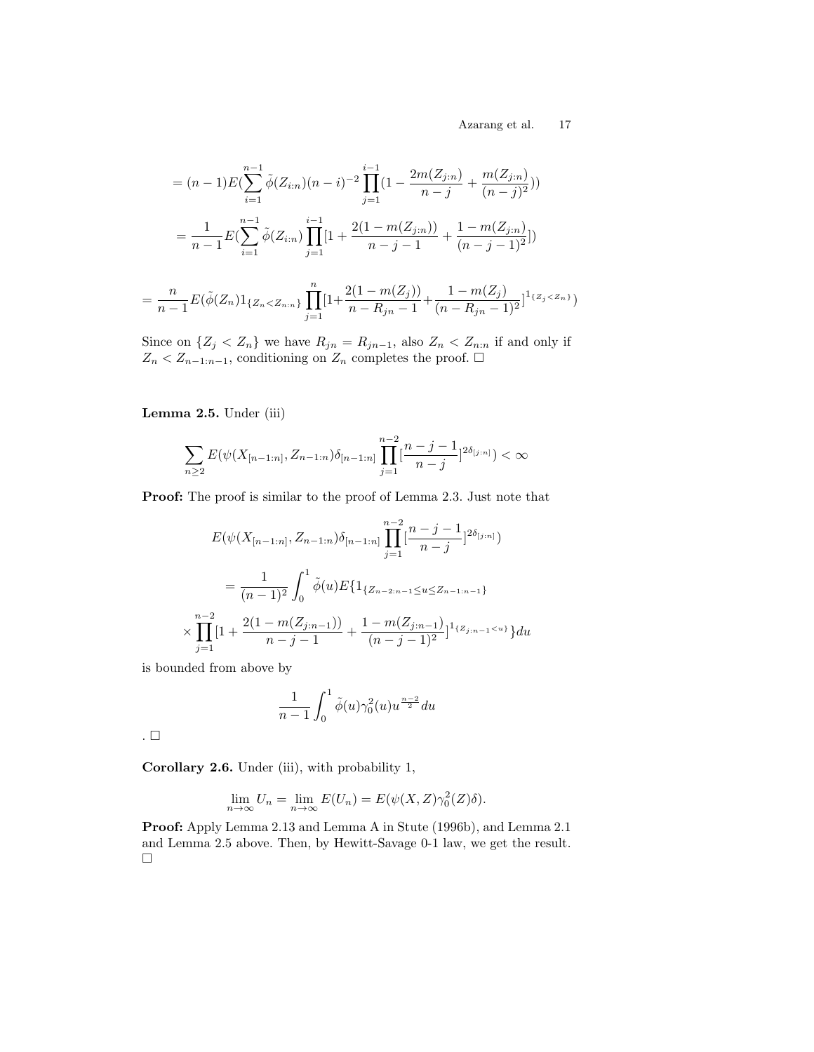$$= (n-1)E(\sum_{i=1}^{n-1} \tilde{\phi}(Z_{i:n})(n-i)^{-2} \prod_{j=1}^{i-1}(1 - \frac{2m(Z_{j:n})}{n-j} + \frac{m(Z_{j:n})}{(n-j)^2}))$$

$$= \frac{1}{n-1}E(\sum_{i=1}^{n-1} \tilde{\phi}(Z_{i:n}) \prod_{j=1}^{i-1}[1 + \frac{2(1-m(Z_{j:n}))}{n-j-1} + \frac{1-m(Z_{j:n})}{(n-j-1)^2}])$$

$$= \frac{n}{n-1}E(\tilde{\phi}(Z_n)1_{\{Z_n < Z_{n:n}\}} \prod_{j=1}^{n}[1 + \frac{2(1-m(Z_j))}{n-R_{jn}-1} + \frac{1-m(Z_j)}{(n-R_{jn}-1)^2}]^{1_{\{Z_j < Z_n\}}})$$

Since on $\{Z_j < Z_n\}$ we have $R_{jn} = R_{jn-1}$, also $Z_n < Z_{n:n}$ if and only if $Z_n < Z_{n-1:n-1}$, conditioning on $Z_n$ completes the proof. $\square$

**Lemma 2.5.** Under (iii)

$$\sum_{n \geq 2} E(\psi(X_{[n-1:n]}, Z_{n-1:n})\delta_{[n-1:n]} \prod_{j=1}^{n-2}[\frac{n-j-1}{n-j}]^{2\delta_{[j:n]}}) < \infty$$

**Proof:** The proof is similar to the proof of Lemma 2.3. Just note that

$$E(\psi(X_{[n-1:n]}, Z_{n-1:n})\delta_{[n-1:n]} \prod_{j=1}^{n-2}[\frac{n-j-1}{n-j}]^{2\delta_{[j:n]}})$$

$$= \frac{1}{(n-1)^2} \int_0^1 \tilde{\phi}(u) E\{1_{\{Z_{n-2:n-1} \leq u \leq Z_{n-1:n-1}\}}$$

$$\times \prod_{j=1}^{n-2}[1 + \frac{2(1-m(Z_{j:n-1}))}{n-j-1} + \frac{1-m(Z_{j:n-1})}{(n-j-1)^2}]^{1_{\{Z_{j:n-1} < u\}}}\}du$$

is bounded from above by

$$\frac{1}{n-1} \int_0^1 \tilde{\phi}(u) \gamma_0^2(u) u^{\frac{n-2}{2}} du$$

. $\square$

**Corollary 2.6.** Under (iii), with probability 1,

$$\lim_{n \to \infty} U_n = \lim_{n \to \infty} E(U_n) = E(\psi(X, Z)\gamma_0^2(Z)\delta).$$

**Proof:** Apply Lemma 2.13 and Lemma A in Stute (1996b), and Lemma 2.1 and Lemma 2.5 above. Then, by Hewitt-Savage 0-1 law, we get the result. $\square$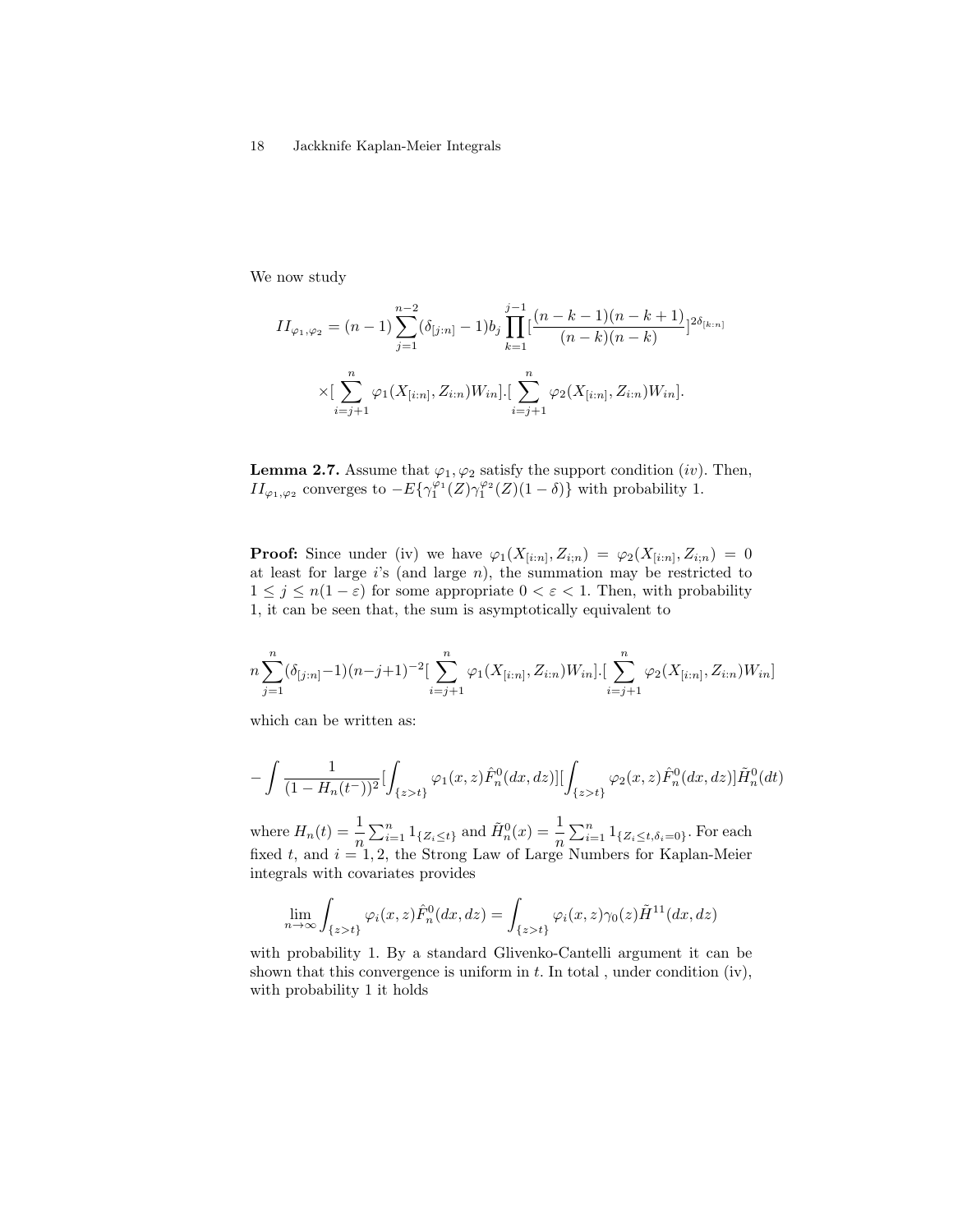We now study

$$II_{\varphi_1,\varphi_2} = (n-1)\sum_{j=1}^{n-2}(\delta_{[j:n]}-1)b_j\prod_{k=1}^{j-1}[\frac{(n-k-1)(n-k+1)}{(n-k)(n-k)}]^{2\delta_{[k:n]}}$$

$$\times[\sum_{i=j+1}^{n}\varphi_1(X_{[i:n]},Z_{i:n})W_{in}].[\sum_{i=j+1}^{n}\varphi_2(X_{[i:n]},Z_{i:n})W_{in}].$$

**Lemma 2.7.** Assume that $\varphi_1, \varphi_2$ satisfy the support condition $(iv)$. Then, $II_{\varphi_1,\varphi_2}$ converges to $-E\{\gamma_1^{\varphi_1}(Z)\gamma_1^{\varphi_2}(Z)(1-\delta)\}$ with probability 1.

**Proof:** Since under (iv) we have $\varphi_1(X_{[i:n]}, Z_{i;n}) = \varphi_2(X_{[i:n]}, Z_{i;n}) = 0$ at least for large $i$'s (and large $n$), the summation may be restricted to $1 \leq j \leq n(1-\varepsilon)$ for some appropriate $0 < \varepsilon < 1$. Then, with probability 1, it can be seen that, the sum is asymptotically equivalent to

$$n\sum_{j=1}^{n}(\delta_{[j:n]}-1)(n-j+1)^{-2}[\sum_{i=j+1}^{n}\varphi_1(X_{[i:n]},Z_{i:n})W_{in}].[\sum_{i=j+1}^{n}\varphi_2(X_{[i:n]},Z_{i:n})W_{in}]$$

which can be written as:

$$-\int\frac{1}{(1-H_n(t^-))^2}[\int_{\{z>t\}}\varphi_1(x,z)\hat{F}_n^0(dx,dz)][\int_{\{z>t\}}\varphi_2(x,z)\hat{F}_n^0(dx,dz)]\tilde{H}_n^0(dt)$$

where $H_n(t) = \frac{1}{n}\sum_{i=1}^{n} 1_{\{Z_i\leq t\}}$ and $\tilde{H}_n^0(x) = \frac{1}{n}\sum_{i=1}^{n} 1_{\{Z_i\leq t,\delta_i=0\}}$. For each fixed $t$, and $i = 1, 2$, the Strong Law of Large Numbers for Kaplan-Meier integrals with covariates provides

$$\lim_{n\to\infty}\int_{\{z>t\}}\varphi_i(x,z)\hat{F}_n^0(dx,dz) = \int_{\{z>t\}}\varphi_i(x,z)\gamma_0(z)\tilde{H}^{11}(dx,dz)$$

with probability 1. By a standard Glivenko-Cantelli argument it can be shown that this convergence is uniform in $t$. In total , under condition (iv), with probability 1 it holds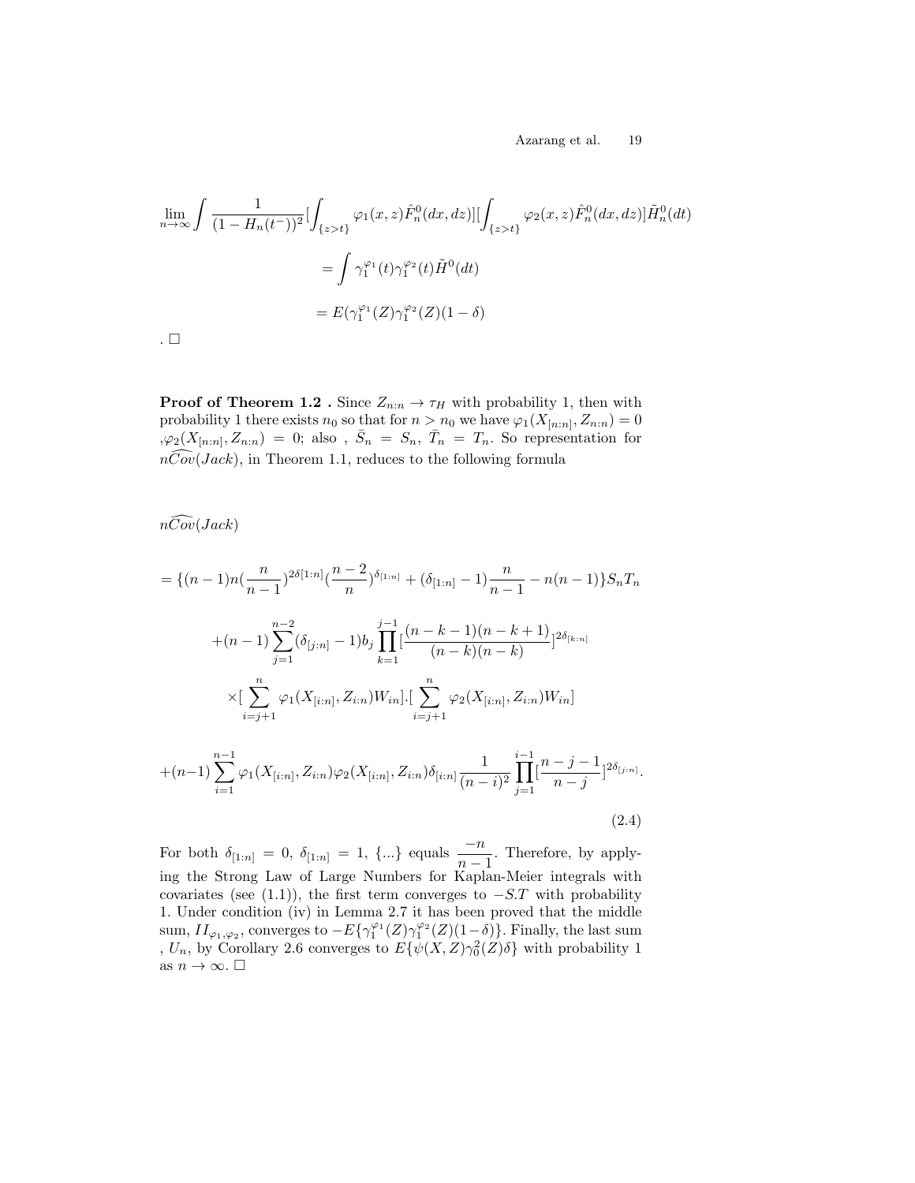$$\lim_{n\to\infty}\int \frac{1}{(1-H_n(t^-))^2}[\int_{\{z>t\}}\varphi_1(x,z)\hat{F}_n^0(dx,dz)][\int_{\{z>t\}}\varphi_2(x,z)\hat{F}_n^0(dx,dz)]\tilde{H}_n^0(dt)$$

$$=\int \gamma_1^{\varphi_1}(t)\gamma_1^{\varphi_2}(t)\tilde{H}^0(dt)$$

$$=E(\gamma_1^{\varphi_1}(Z)\gamma_1^{\varphi_2}(Z)(1-\delta)$$

. $\square$

**Proof of Theorem 1.2 .** Since $Z_{n:n}\to\tau_H$ with probability 1, then with probability 1 there exists $n_0$ so that for $n>n_0$ we have $\varphi_1(X_{[n:n]},Z_{n:n})=0$ ,$\varphi_2(X_{[n:n]},Z_{n:n})=0$; also , $\bar{S}_n=S_n$, $\bar{T}_n=T_n$. So representation for $n\widehat{Cov}(Jack)$, in Theorem 1.1, reduces to the following formula

$$n\widehat{Cov}(Jack)$$

$$=\{(n-1)n(\frac{n}{n-1})^{2\delta[1:n]}(\frac{n-2}{n})^{\delta_{[1:n]}}+(\delta_{[1:n]}-1)\frac{n}{n-1}-n(n-1)\}S_nT_n$$

$$+(n-1)\sum_{j=1}^{n-2}(\delta_{[j:n]}-1)b_j\prod_{k=1}^{j-1}[\frac{(n-k-1)(n-k+1)}{(n-k)(n-k)}]^{2\delta_{[k:n]}}$$

$$\times[\sum_{i=j+1}^{n}\varphi_1(X_{[i:n]},Z_{i:n})W_{in}].[\sum_{i=j+1}^{n}\varphi_2(X_{[i:n]},Z_{i:n})W_{in}]$$

$$+(n-1)\sum_{i=1}^{n-1}\varphi_1(X_{[i:n]},Z_{i:n})\varphi_2(X_{[i:n]},Z_{i:n})\delta_{[i:n]}\frac{1}{(n-i)^2}\prod_{j=1}^{i-1}[\frac{n-j-1}{n-j}]^{2\delta_{[j:n]}}.$$

(2.4)

For both $\delta_{[1:n]}=0$, $\delta_{[1:n]}=1$, $\{...\}$ equals $\dfrac{-n}{n-1}$. Therefore, by applying the Strong Law of Large Numbers for Kaplan-Meier integrals with covariates (see (1.1)), the first term converges to $-S.T$ with probability 1. Under condition (iv) in Lemma 2.7 it has been proved that the middle sum, $II_{\varphi_1,\varphi_2}$, converges to $-E\{\gamma_1^{\varphi_1}(Z)\gamma_1^{\varphi_2}(Z)(1-\delta)\}$. Finally, the last sum , $U_n$, by Corollary 2.6 converges to $E\{\psi(X,Z)\gamma_0^2(Z)\delta\}$ with probability 1 as $n\to\infty$. $\square$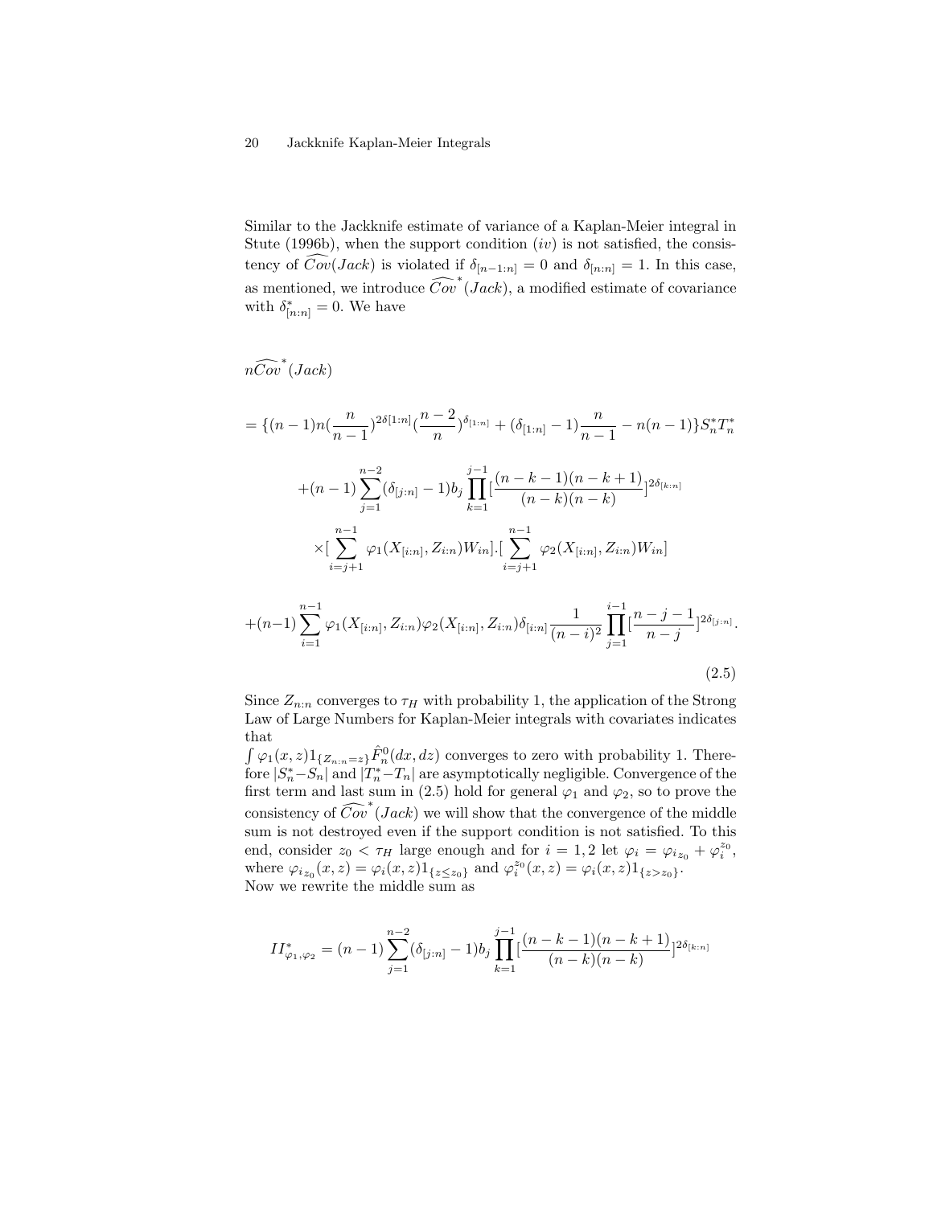Similar to the Jackknife estimate of variance of a Kaplan-Meier integral in Stute (1996b), when the support condition $(iv)$ is not satisfied, the consistency of $\widehat{Cov}(Jack)$ is violated if $\delta_{[n-1:n]} = 0$ and $\delta_{[n:n]} = 1$. In this case, as mentioned, we introduce $\widehat{Cov}^*(Jack)$, a modified estimate of covariance with $\delta^*_{[n:n]} = 0$. We have

$$
\begin{aligned}
&n\widehat{Cov}^*(Jack) \\
&= \{(n-1)n(\frac{n}{n-1})^{2\delta[1:n]}(\frac{n-2}{n})^{\delta_{[1:n]}} + (\delta_{[1:n]}-1)\frac{n}{n-1} - n(n-1)\}S_n^*T_n^* \\
&\quad + (n-1)\sum_{j=1}^{n-2}(\delta_{[j:n]}-1)b_j\prod_{k=1}^{j-1}[\frac{(n-k-1)(n-k+1)}{(n-k)(n-k)}]^{2\delta_{[k:n]}} \\
&\quad \times [\sum_{i=j+1}^{n-1}\varphi_1(X_{[i:n]},Z_{i:n})W_{in}].[\sum_{i=j+1}^{n-1}\varphi_2(X_{[i:n]},Z_{i:n})W_{in}] \\
&+ (n-1)\sum_{i=1}^{n-1}\varphi_1(X_{[i:n]},Z_{i:n})\varphi_2(X_{[i:n]},Z_{i:n})\delta_{[i:n]}\frac{1}{(n-i)^2}\prod_{j=1}^{i-1}[\frac{n-j-1}{n-j}]^{2\delta_{[j:n]}}.
\end{aligned}
\tag{2.5}
$$

Since $Z_{n:n}$ converges to $\tau_H$ with probability 1, the application of the Strong Law of Large Numbers for Kaplan-Meier integrals with covariates indicates that
$\int \varphi_1(x,z)1_{\{Z_{n:n}=z\}}\hat{F}_n^0(dx,dz)$ converges to zero with probability 1. Therefore $|S_n^*-S_n|$ and $|T_n^*-T_n|$ are asymptotically negligible. Convergence of the first term and last sum in (2.5) hold for general $\varphi_1$ and $\varphi_2$, so to prove the consistency of $\widehat{Cov}^*(Jack)$ we will show that the convergence of the middle sum is not destroyed even if the support condition is not satisfied. To this end, consider $z_0 < \tau_H$ large enough and for $i = 1,2$ let $\varphi_i = \varphi_{i_{z_0}} + \varphi_i^{z_0}$, where $\varphi_{i_{z_0}}(x,z) = \varphi_i(x,z)1_{\{z\le z_0\}}$ and $\varphi_i^{z_0}(x,z) = \varphi_i(x,z)1_{\{z>z_0\}}$.
Now we rewrite the middle sum as

$$
II^*_{\varphi_1,\varphi_2} = (n-1)\sum_{j=1}^{n-2}(\delta_{[j:n]}-1)b_j\prod_{k=1}^{j-1}[\frac{(n-k-1)(n-k+1)}{(n-k)(n-k)}]^{2\delta_{[k:n]}}
$$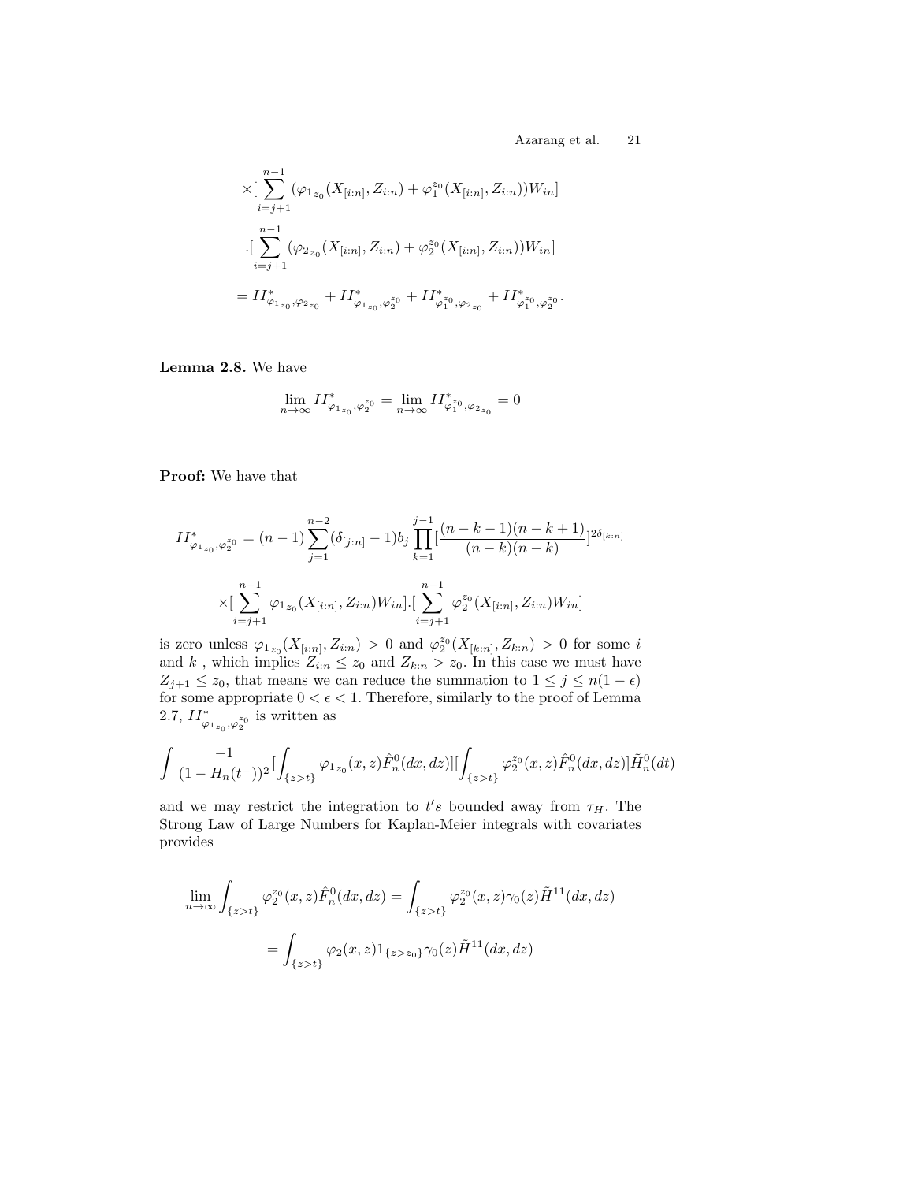$$
\times[\sum_{i=j+1}^{n-1}(\varphi_{1_{z_0}}(X_{[i:n]},Z_{i:n})+\varphi_1^{z_0}(X_{[i:n]},Z_{i:n}))W_{in}]
$$

$$
.[\sum_{i=j+1}^{n-1}(\varphi_{2_{z_0}}(X_{[i:n]},Z_{i:n})+\varphi_2^{z_0}(X_{[i:n]},Z_{i:n}))W_{in}]
$$

$$
=II^*_{\varphi_{1_{z_0}},\varphi_{2_{z_0}}}+II^*_{\varphi_{1_{z_0}},\varphi_2^{z_0}}+II^*_{\varphi_1^{z_0},\varphi_{2_{z_0}}}+II^*_{\varphi_1^{z_0},\varphi_2^{z_0}}.
$$

**Lemma 2.8.** We have

$$
\lim_{n\to\infty}II^*_{\varphi_{1_{z_0}},\varphi_2^{z_0}}=\lim_{n\to\infty}II^*_{\varphi_1^{z_0},\varphi_{2_{z_0}}}=0
$$

**Proof:** We have that

$$
II^*_{\varphi_{1_{z_0}},\varphi_2^{z_0}}=(n-1)\sum_{j=1}^{n-2}(\delta_{[j:n]}-1)b_j\prod_{k=1}^{j-1}[\frac{(n-k-1)(n-k+1)}{(n-k)(n-k)}]^{2\delta_{[k:n]}}
$$

$$
\times[\sum_{i=j+1}^{n-1}\varphi_{1_{z_0}}(X_{[i:n]},Z_{i:n})W_{in}].[\sum_{i=j+1}^{n-1}\varphi_2^{z_0}(X_{[i:n]},Z_{i:n})W_{in}]
$$

is zero unless $\varphi_{1_{z_0}}(X_{[i:n]},Z_{i:n})>0$ and $\varphi_2^{z_0}(X_{[k:n]},Z_{k:n})>0$ for some $i$ and $k$ , which implies $Z_{i:n}\le z_0$ and $Z_{k:n}>z_0$. In this case we must have $Z_{j+1}\le z_0$, that means we can reduce the summation to $1\le j\le n(1-\epsilon)$ for some appropriate $0<\epsilon<1$. Therefore, similarly to the proof of Lemma 2.7, $II^*_{\varphi_{1_{z_0}},\varphi_2^{z_0}}$ is written as

$$
\int\frac{-1}{(1-H_n(t^-))^2}[\int_{\{z>t\}}\varphi_{1_{z_0}}(x,z)\hat{F}_n^0(dx,dz)][\int_{\{z>t\}}\varphi_2^{z_0}(x,z)\hat{F}_n^0(dx,dz)]\tilde{H}_n^0(dt)
$$

and we may restrict the integration to $t's$ bounded away from $\tau_H$. The Strong Law of Large Numbers for Kaplan-Meier integrals with covariates provides

$$
\lim_{n\to\infty}\int_{\{z>t\}}\varphi_2^{z_0}(x,z)\hat{F}_n^0(dx,dz)=\int_{\{z>t\}}\varphi_2^{z_0}(x,z)\gamma_0(z)\tilde{H}^{11}(dx,dz)
$$

$$
=\int_{\{z>t\}}\varphi_2(x,z)1_{\{z>z_0\}}\gamma_0(z)\tilde{H}^{11}(dx,dz)
$$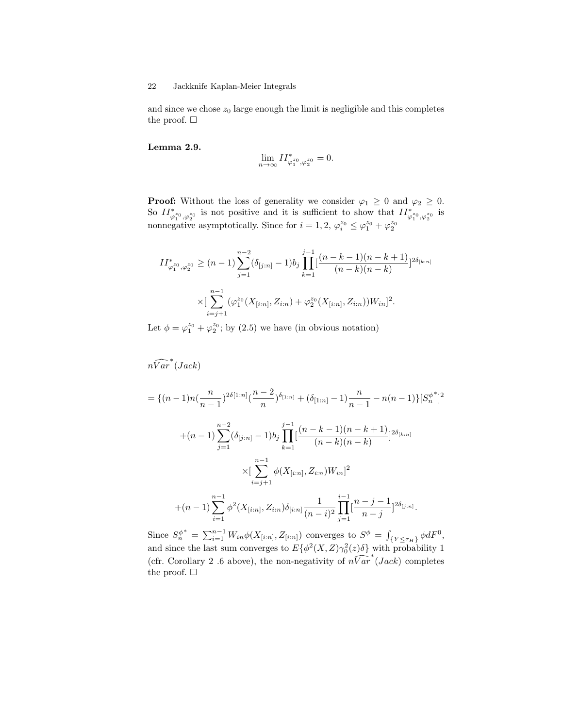and since we chose $z_0$ large enough the limit is negligible and this completes the proof. □

**Lemma 2.9.**

$$\lim_{n\to\infty} II^*_{\varphi_1^{z_0},\varphi_2^{z_0}} = 0.$$

**Proof:** Without the loss of generality we consider $\varphi_1 \geq 0$ and $\varphi_2 \geq 0$. So $II^*_{\varphi_1^{z_0},\varphi_2^{z_0}}$ is not positive and it is sufficient to show that $II^*_{\varphi_1^{z_0},\varphi_2^{z_0}}$ is nonnegative asymptotically. Since for $i = 1, 2$, $\varphi_i^{z_0} \leq \varphi_1^{z_0} + \varphi_2^{z_0}$

$$II^*_{\varphi_1^{z_0},\varphi_2^{z_0}} \geq (n-1)\sum_{j=1}^{n-2}(\delta_{[j:n]}-1)b_j \prod_{k=1}^{j-1}[\frac{(n-k-1)(n-k+1)}{(n-k)(n-k)}]^{2\delta_{[k:n]}}$$

$$\times [\sum_{i=j+1}^{n-1}(\varphi_1^{z_0}(X_{[i:n]}, Z_{i:n}) + \varphi_2^{z_0}(X_{[i:n]}, Z_{i:n}))W_{in}]^2.$$

Let $\phi = \varphi_1^{z_0} + \varphi_2^{z_0}$; by (2.5) we have (in obvious notation)

$$n\widehat{Var}^*(Jack)$$

$$= \{(n-1)n(\frac{n}{n-1})^{2\delta[1:n]}(\frac{n-2}{n})^{\delta_{[1:n]}} + (\delta_{[1:n]}-1)\frac{n}{n-1} - n(n-1)\}[S_n^{\phi^*}]^2$$

$$+(n-1)\sum_{j=1}^{n-2}(\delta_{[j:n]}-1)b_j \prod_{k=1}^{j-1}[\frac{(n-k-1)(n-k+1)}{(n-k)(n-k)}]^{2\delta_{[k:n]}}$$

$$\times [\sum_{i=j+1}^{n-1}\phi(X_{[i:n]}, Z_{i:n})W_{in}]^2$$

$$+(n-1)\sum_{i=1}^{n-1}\phi^2(X_{[i:n]}, Z_{i:n})\delta_{[i:n]}\frac{1}{(n-i)^2}\prod_{j=1}^{i-1}[\frac{n-j-1}{n-j}]^{2\delta_{[j:n]}}.$$

Since $S_n^{\phi^*} = \sum_{i=1}^{n-1} W_{in}\phi(X_{[i:n]}, Z_{[i:n]})$ converges to $S^\phi = \int_{\{Y\leq\tau_H\}} \phi dF^0$, and since the last sum converges to $E\{\phi^2(X,Z)\gamma_0^2(z)\delta\}$ with probability 1 (cfr. Corollary 2 .6 above), the non-negativity of $n\widehat{Var}^*(Jack)$ completes the proof. □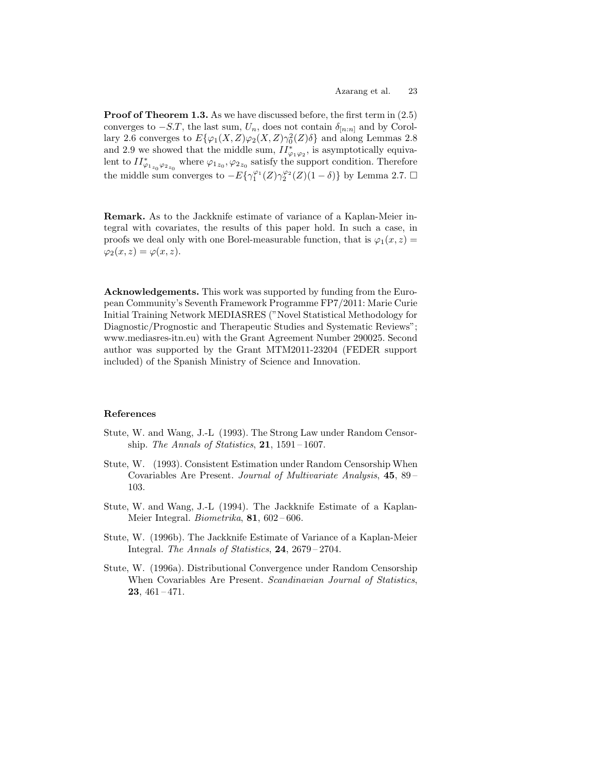**Proof of Theorem 1.3.** As we have discussed before, the first term in (2.5) converges to $-S.T$, the last sum, $U_n$, does not contain $\delta_{[n:n]}$ and by Corollary 2.6 converges to $E\{\varphi_1(X,Z)\varphi_2(X,Z)\gamma_0^2(Z)\delta\}$ and along Lemmas 2.8 and 2.9 we showed that the middle sum, $II^*_{\varphi_1\varphi_2}$, is asymptotically equivalent to $II^*_{\varphi_{1_{z_0}}\varphi_{2_{z_0}}}$ where $\varphi_{1_{z_0}}, \varphi_{2_{z_0}}$ satisfy the support condition. Therefore the middle sum converges to $-E\{\gamma_1^{\varphi_1}(Z)\gamma_2^{\varphi_2}(Z)(1-\delta)\}$ by Lemma 2.7. □

**Remark.** As to the Jackknife estimate of variance of a Kaplan-Meier integral with covariates, the results of this paper hold. In such a case, in proofs we deal only with one Borel-measurable function, that is $\varphi_1(x,z) = \varphi_2(x,z) = \varphi(x,z)$.

**Acknowledgements.** This work was supported by funding from the European Community's Seventh Framework Programme FP7/2011: Marie Curie Initial Training Network MEDIASRES ("Novel Statistical Methodology for Diagnostic/Prognostic and Therapeutic Studies and Systematic Reviews"; www.mediasres-itn.eu) with the Grant Agreement Number 290025. Second author was supported by the Grant MTM2011-23204 (FEDER support included) of the Spanish Ministry of Science and Innovation.

### References

Stute, W. and Wang, J.-L (1993). The Strong Law under Random Censorship. *The Annals of Statistics*, **21**, 1591 – 1607.

Stute, W. (1993). Consistent Estimation under Random Censorship When Covariables Are Present. *Journal of Multivariate Analysis*, **45**, 89 – 103.

Stute, W. and Wang, J.-L (1994). The Jackknife Estimate of a Kaplan-Meier Integral. *Biometrika*, **81**, 602 – 606.

Stute, W. (1996b). The Jackknife Estimate of Variance of a Kaplan-Meier Integral. *The Annals of Statistics*, **24**, 2679 – 2704.

Stute, W. (1996a). Distributional Convergence under Random Censorship When Covariables Are Present. *Scandinavian Journal of Statistics*, **23**, 461 – 471.